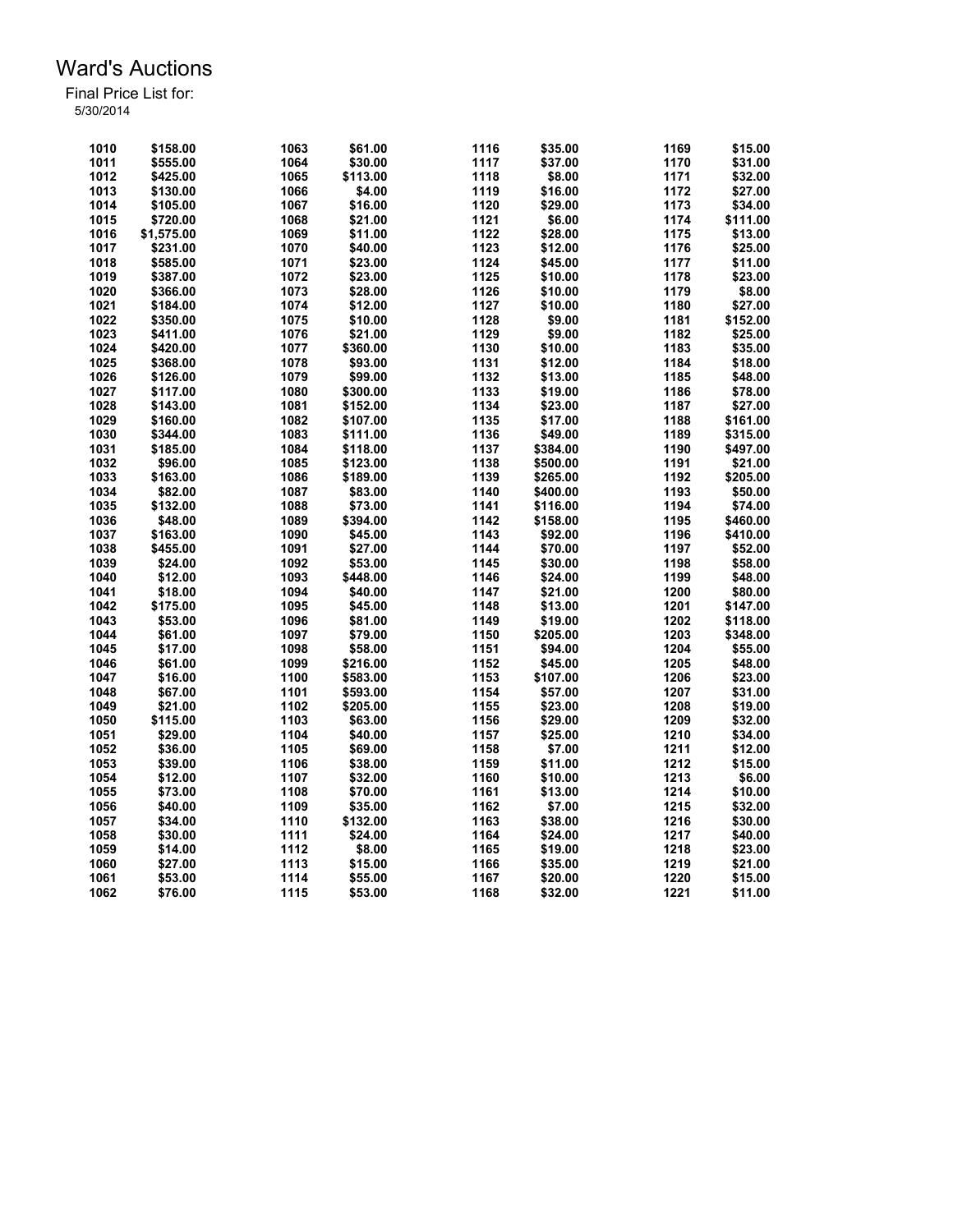# Ward's Auctions

Final Price List for:
5/30/2014

| Lot | Price | Lot | Price | Lot | Price | Lot | Price |
|---|---|---|---|---|---|---|---|
| 1010 | $158.00 | 1063 | $61.00 | 1116 | $35.00 | 1169 | $15.00 |
| 1011 | $555.00 | 1064 | $30.00 | 1117 | $37.00 | 1170 | $31.00 |
| 1012 | $425.00 | 1065 | $113.00 | 1118 | $8.00 | 1171 | $32.00 |
| 1013 | $130.00 | 1066 | $4.00 | 1119 | $16.00 | 1172 | $27.00 |
| 1014 | $105.00 | 1067 | $16.00 | 1120 | $29.00 | 1173 | $34.00 |
| 1015 | $720.00 | 1068 | $21.00 | 1121 | $6.00 | 1174 | $111.00 |
| 1016 | $1,575.00 | 1069 | $11.00 | 1122 | $28.00 | 1175 | $13.00 |
| 1017 | $231.00 | 1070 | $40.00 | 1123 | $12.00 | 1176 | $25.00 |
| 1018 | $585.00 | 1071 | $23.00 | 1124 | $45.00 | 1177 | $11.00 |
| 1019 | $387.00 | 1072 | $23.00 | 1125 | $10.00 | 1178 | $23.00 |
| 1020 | $366.00 | 1073 | $28.00 | 1126 | $10.00 | 1179 | $8.00 |
| 1021 | $184.00 | 1074 | $12.00 | 1127 | $10.00 | 1180 | $27.00 |
| 1022 | $350.00 | 1075 | $10.00 | 1128 | $9.00 | 1181 | $152.00 |
| 1023 | $411.00 | 1076 | $21.00 | 1129 | $9.00 | 1182 | $25.00 |
| 1024 | $420.00 | 1077 | $360.00 | 1130 | $10.00 | 1183 | $35.00 |
| 1025 | $368.00 | 1078 | $93.00 | 1131 | $12.00 | 1184 | $18.00 |
| 1026 | $126.00 | 1079 | $99.00 | 1132 | $13.00 | 1185 | $48.00 |
| 1027 | $117.00 | 1080 | $300.00 | 1133 | $19.00 | 1186 | $78.00 |
| 1028 | $143.00 | 1081 | $152.00 | 1134 | $23.00 | 1187 | $27.00 |
| 1029 | $160.00 | 1082 | $107.00 | 1135 | $17.00 | 1188 | $161.00 |
| 1030 | $344.00 | 1083 | $111.00 | 1136 | $49.00 | 1189 | $315.00 |
| 1031 | $185.00 | 1084 | $118.00 | 1137 | $384.00 | 1190 | $497.00 |
| 1032 | $96.00 | 1085 | $123.00 | 1138 | $500.00 | 1191 | $21.00 |
| 1033 | $163.00 | 1086 | $189.00 | 1139 | $265.00 | 1192 | $205.00 |
| 1034 | $82.00 | 1087 | $83.00 | 1140 | $400.00 | 1193 | $50.00 |
| 1035 | $132.00 | 1088 | $73.00 | 1141 | $116.00 | 1194 | $74.00 |
| 1036 | $48.00 | 1089 | $394.00 | 1142 | $158.00 | 1195 | $460.00 |
| 1037 | $163.00 | 1090 | $45.00 | 1143 | $92.00 | 1196 | $410.00 |
| 1038 | $455.00 | 1091 | $27.00 | 1144 | $70.00 | 1197 | $52.00 |
| 1039 | $24.00 | 1092 | $53.00 | 1145 | $30.00 | 1198 | $58.00 |
| 1040 | $12.00 | 1093 | $448.00 | 1146 | $24.00 | 1199 | $48.00 |
| 1041 | $18.00 | 1094 | $40.00 | 1147 | $21.00 | 1200 | $80.00 |
| 1042 | $175.00 | 1095 | $45.00 | 1148 | $13.00 | 1201 | $147.00 |
| 1043 | $53.00 | 1096 | $81.00 | 1149 | $19.00 | 1202 | $118.00 |
| 1044 | $61.00 | 1097 | $79.00 | 1150 | $205.00 | 1203 | $348.00 |
| 1045 | $17.00 | 1098 | $58.00 | 1151 | $94.00 | 1204 | $55.00 |
| 1046 | $61.00 | 1099 | $216.00 | 1152 | $45.00 | 1205 | $48.00 |
| 1047 | $16.00 | 1100 | $583.00 | 1153 | $107.00 | 1206 | $23.00 |
| 1048 | $67.00 | 1101 | $593.00 | 1154 | $57.00 | 1207 | $31.00 |
| 1049 | $21.00 | 1102 | $205.00 | 1155 | $23.00 | 1208 | $19.00 |
| 1050 | $115.00 | 1103 | $63.00 | 1156 | $29.00 | 1209 | $32.00 |
| 1051 | $29.00 | 1104 | $40.00 | 1157 | $25.00 | 1210 | $34.00 |
| 1052 | $36.00 | 1105 | $69.00 | 1158 | $7.00 | 1211 | $12.00 |
| 1053 | $39.00 | 1106 | $38.00 | 1159 | $11.00 | 1212 | $15.00 |
| 1054 | $12.00 | 1107 | $32.00 | 1160 | $10.00 | 1213 | $6.00 |
| 1055 | $73.00 | 1108 | $70.00 | 1161 | $13.00 | 1214 | $10.00 |
| 1056 | $40.00 | 1109 | $35.00 | 1162 | $7.00 | 1215 | $32.00 |
| 1057 | $34.00 | 1110 | $132.00 | 1163 | $38.00 | 1216 | $30.00 |
| 1058 | $30.00 | 1111 | $24.00 | 1164 | $24.00 | 1217 | $40.00 |
| 1059 | $14.00 | 1112 | $8.00 | 1165 | $19.00 | 1218 | $23.00 |
| 1060 | $27.00 | 1113 | $15.00 | 1166 | $35.00 | 1219 | $21.00 |
| 1061 | $53.00 | 1114 | $55.00 | 1167 | $20.00 | 1220 | $15.00 |
| 1062 | $76.00 | 1115 | $53.00 | 1168 | $32.00 | 1221 | $11.00 |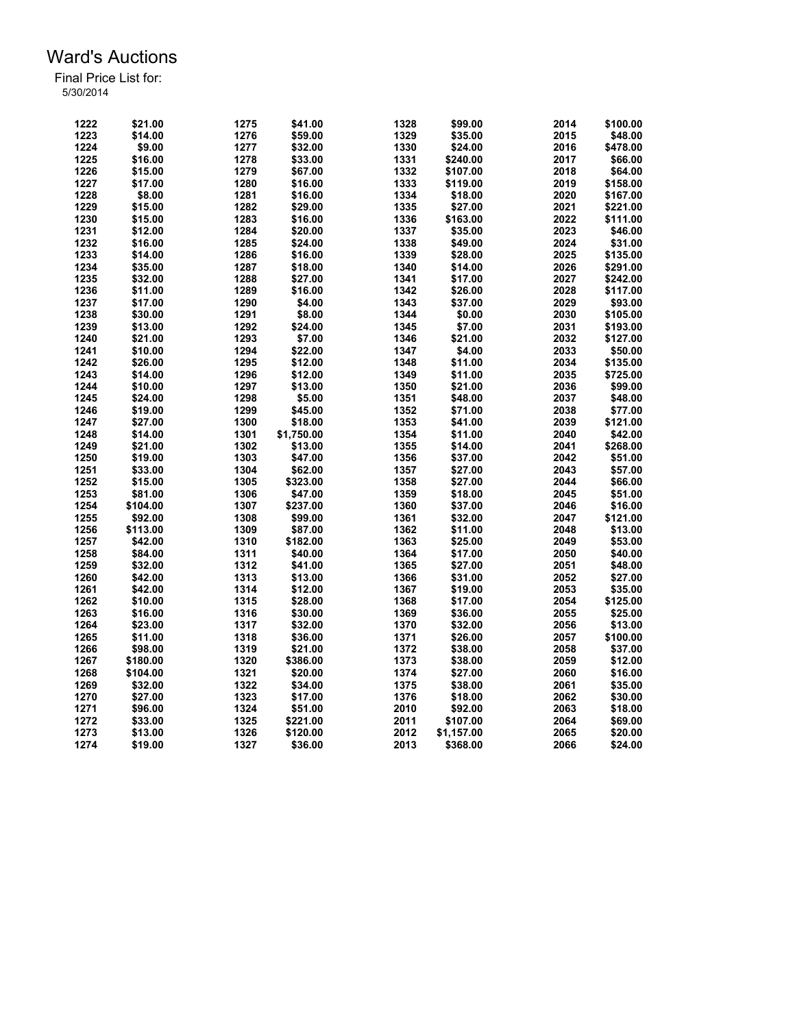# Ward's Auctions

Final Price List for:
5/30/2014

| Lot | Price | Lot | Price | Lot | Price | Lot | Price |
|---|---|---|---|---|---|---|---|
| 1222 | $21.00 | 1275 | $41.00 | 1328 | $99.00 | 2014 | $100.00 |
| 1223 | $14.00 | 1276 | $59.00 | 1329 | $35.00 | 2015 | $48.00 |
| 1224 | $9.00 | 1277 | $32.00 | 1330 | $24.00 | 2016 | $478.00 |
| 1225 | $16.00 | 1278 | $33.00 | 1331 | $240.00 | 2017 | $66.00 |
| 1226 | $15.00 | 1279 | $67.00 | 1332 | $107.00 | 2018 | $64.00 |
| 1227 | $17.00 | 1280 | $16.00 | 1333 | $119.00 | 2019 | $158.00 |
| 1228 | $8.00 | 1281 | $16.00 | 1334 | $18.00 | 2020 | $167.00 |
| 1229 | $15.00 | 1282 | $29.00 | 1335 | $27.00 | 2021 | $221.00 |
| 1230 | $15.00 | 1283 | $16.00 | 1336 | $163.00 | 2022 | $111.00 |
| 1231 | $12.00 | 1284 | $20.00 | 1337 | $35.00 | 2023 | $46.00 |
| 1232 | $16.00 | 1285 | $24.00 | 1338 | $49.00 | 2024 | $31.00 |
| 1233 | $14.00 | 1286 | $16.00 | 1339 | $28.00 | 2025 | $135.00 |
| 1234 | $35.00 | 1287 | $18.00 | 1340 | $14.00 | 2026 | $291.00 |
| 1235 | $32.00 | 1288 | $27.00 | 1341 | $17.00 | 2027 | $242.00 |
| 1236 | $11.00 | 1289 | $16.00 | 1342 | $26.00 | 2028 | $117.00 |
| 1237 | $17.00 | 1290 | $4.00 | 1343 | $37.00 | 2029 | $93.00 |
| 1238 | $30.00 | 1291 | $8.00 | 1344 | $0.00 | 2030 | $105.00 |
| 1239 | $13.00 | 1292 | $24.00 | 1345 | $7.00 | 2031 | $193.00 |
| 1240 | $21.00 | 1293 | $7.00 | 1346 | $21.00 | 2032 | $127.00 |
| 1241 | $10.00 | 1294 | $22.00 | 1347 | $4.00 | 2033 | $50.00 |
| 1242 | $26.00 | 1295 | $12.00 | 1348 | $11.00 | 2034 | $135.00 |
| 1243 | $14.00 | 1296 | $12.00 | 1349 | $11.00 | 2035 | $725.00 |
| 1244 | $10.00 | 1297 | $13.00 | 1350 | $21.00 | 2036 | $99.00 |
| 1245 | $24.00 | 1298 | $5.00 | 1351 | $48.00 | 2037 | $48.00 |
| 1246 | $19.00 | 1299 | $45.00 | 1352 | $71.00 | 2038 | $77.00 |
| 1247 | $27.00 | 1300 | $18.00 | 1353 | $41.00 | 2039 | $121.00 |
| 1248 | $14.00 | 1301 | $1,750.00 | 1354 | $11.00 | 2040 | $42.00 |
| 1249 | $21.00 | 1302 | $13.00 | 1355 | $14.00 | 2041 | $268.00 |
| 1250 | $19.00 | 1303 | $47.00 | 1356 | $37.00 | 2042 | $51.00 |
| 1251 | $33.00 | 1304 | $62.00 | 1357 | $27.00 | 2043 | $57.00 |
| 1252 | $15.00 | 1305 | $323.00 | 1358 | $27.00 | 2044 | $66.00 |
| 1253 | $81.00 | 1306 | $47.00 | 1359 | $18.00 | 2045 | $51.00 |
| 1254 | $104.00 | 1307 | $237.00 | 1360 | $37.00 | 2046 | $16.00 |
| 1255 | $92.00 | 1308 | $99.00 | 1361 | $32.00 | 2047 | $121.00 |
| 1256 | $113.00 | 1309 | $87.00 | 1362 | $11.00 | 2048 | $13.00 |
| 1257 | $42.00 | 1310 | $182.00 | 1363 | $25.00 | 2049 | $53.00 |
| 1258 | $84.00 | 1311 | $40.00 | 1364 | $17.00 | 2050 | $40.00 |
| 1259 | $32.00 | 1312 | $41.00 | 1365 | $27.00 | 2051 | $48.00 |
| 1260 | $42.00 | 1313 | $13.00 | 1366 | $31.00 | 2052 | $27.00 |
| 1261 | $42.00 | 1314 | $12.00 | 1367 | $19.00 | 2053 | $35.00 |
| 1262 | $10.00 | 1315 | $28.00 | 1368 | $17.00 | 2054 | $125.00 |
| 1263 | $16.00 | 1316 | $30.00 | 1369 | $36.00 | 2055 | $25.00 |
| 1264 | $23.00 | 1317 | $32.00 | 1370 | $32.00 | 2056 | $13.00 |
| 1265 | $11.00 | 1318 | $36.00 | 1371 | $26.00 | 2057 | $100.00 |
| 1266 | $98.00 | 1319 | $21.00 | 1372 | $38.00 | 2058 | $37.00 |
| 1267 | $180.00 | 1320 | $386.00 | 1373 | $38.00 | 2059 | $12.00 |
| 1268 | $104.00 | 1321 | $20.00 | 1374 | $27.00 | 2060 | $16.00 |
| 1269 | $32.00 | 1322 | $34.00 | 1375 | $38.00 | 2061 | $35.00 |
| 1270 | $27.00 | 1323 | $17.00 | 1376 | $18.00 | 2062 | $30.00 |
| 1271 | $96.00 | 1324 | $51.00 | 2010 | $92.00 | 2063 | $18.00 |
| 1272 | $33.00 | 1325 | $221.00 | 2011 | $107.00 | 2064 | $69.00 |
| 1273 | $13.00 | 1326 | $120.00 | 2012 | $1,157.00 | 2065 | $20.00 |
| 1274 | $19.00 | 1327 | $36.00 | 2013 | $368.00 | 2066 | $24.00 |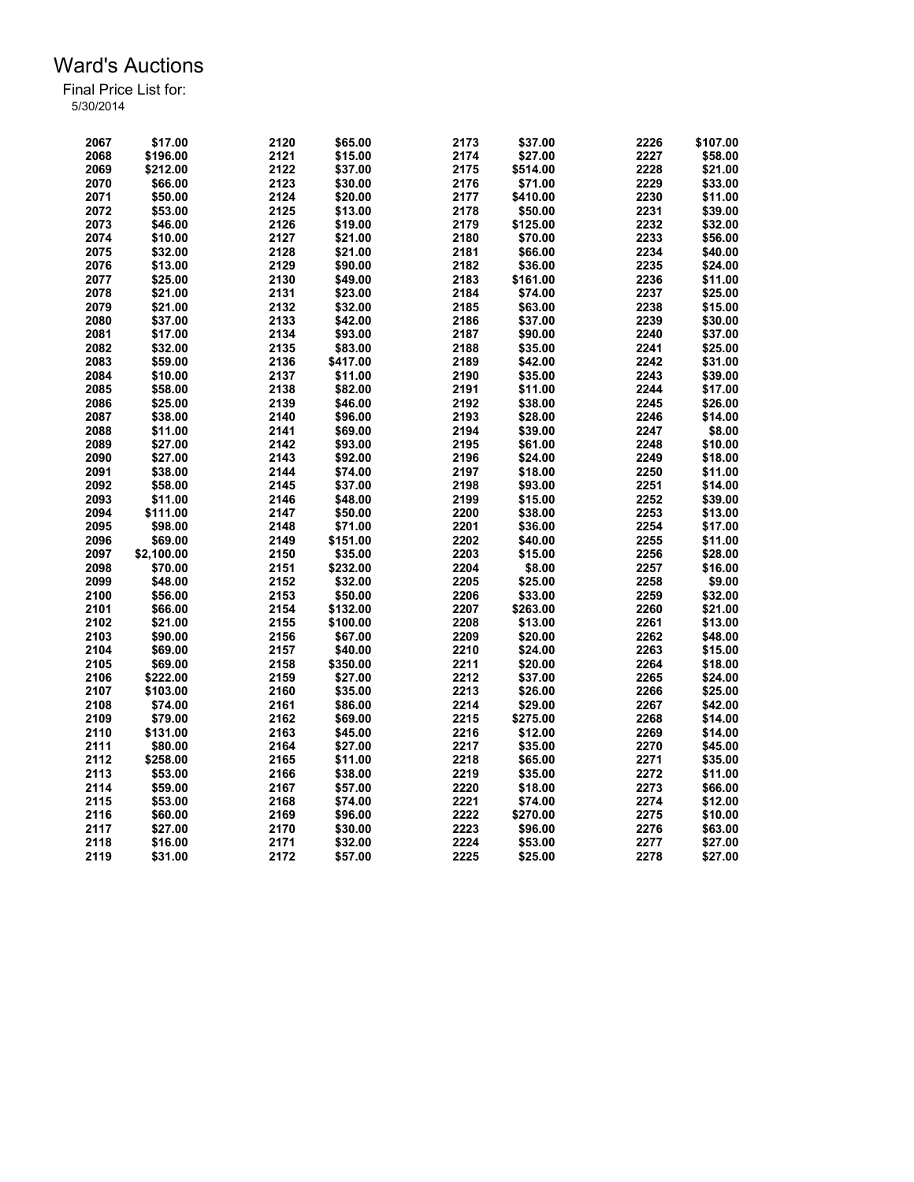# Ward's Auctions

Final Price List for:
5/30/2014

| Lot | Price | Lot | Price | Lot | Price | Lot | Price |
|---|---|---|---|---|---|---|---|
| 2067 | $17.00 | 2120 | $65.00 | 2173 | $37.00 | 2226 | $107.00 |
| 2068 | $196.00 | 2121 | $15.00 | 2174 | $27.00 | 2227 | $58.00 |
| 2069 | $212.00 | 2122 | $37.00 | 2175 | $514.00 | 2228 | $21.00 |
| 2070 | $66.00 | 2123 | $30.00 | 2176 | $71.00 | 2229 | $33.00 |
| 2071 | $50.00 | 2124 | $20.00 | 2177 | $410.00 | 2230 | $11.00 |
| 2072 | $53.00 | 2125 | $13.00 | 2178 | $50.00 | 2231 | $39.00 |
| 2073 | $46.00 | 2126 | $19.00 | 2179 | $125.00 | 2232 | $32.00 |
| 2074 | $10.00 | 2127 | $21.00 | 2180 | $70.00 | 2233 | $56.00 |
| 2075 | $32.00 | 2128 | $21.00 | 2181 | $66.00 | 2234 | $40.00 |
| 2076 | $13.00 | 2129 | $90.00 | 2182 | $36.00 | 2235 | $24.00 |
| 2077 | $25.00 | 2130 | $49.00 | 2183 | $161.00 | 2236 | $11.00 |
| 2078 | $21.00 | 2131 | $23.00 | 2184 | $74.00 | 2237 | $25.00 |
| 2079 | $21.00 | 2132 | $32.00 | 2185 | $63.00 | 2238 | $15.00 |
| 2080 | $37.00 | 2133 | $42.00 | 2186 | $37.00 | 2239 | $30.00 |
| 2081 | $17.00 | 2134 | $93.00 | 2187 | $90.00 | 2240 | $37.00 |
| 2082 | $32.00 | 2135 | $83.00 | 2188 | $35.00 | 2241 | $25.00 |
| 2083 | $59.00 | 2136 | $417.00 | 2189 | $42.00 | 2242 | $31.00 |
| 2084 | $10.00 | 2137 | $11.00 | 2190 | $35.00 | 2243 | $39.00 |
| 2085 | $58.00 | 2138 | $82.00 | 2191 | $11.00 | 2244 | $17.00 |
| 2086 | $25.00 | 2139 | $46.00 | 2192 | $38.00 | 2245 | $26.00 |
| 2087 | $38.00 | 2140 | $96.00 | 2193 | $28.00 | 2246 | $14.00 |
| 2088 | $11.00 | 2141 | $69.00 | 2194 | $39.00 | 2247 | $8.00 |
| 2089 | $27.00 | 2142 | $93.00 | 2195 | $61.00 | 2248 | $10.00 |
| 2090 | $27.00 | 2143 | $92.00 | 2196 | $24.00 | 2249 | $18.00 |
| 2091 | $38.00 | 2144 | $74.00 | 2197 | $18.00 | 2250 | $11.00 |
| 2092 | $58.00 | 2145 | $37.00 | 2198 | $93.00 | 2251 | $14.00 |
| 2093 | $11.00 | 2146 | $48.00 | 2199 | $15.00 | 2252 | $39.00 |
| 2094 | $111.00 | 2147 | $50.00 | 2200 | $38.00 | 2253 | $13.00 |
| 2095 | $98.00 | 2148 | $71.00 | 2201 | $36.00 | 2254 | $17.00 |
| 2096 | $69.00 | 2149 | $151.00 | 2202 | $40.00 | 2255 | $11.00 |
| 2097 | $2,100.00 | 2150 | $35.00 | 2203 | $15.00 | 2256 | $28.00 |
| 2098 | $70.00 | 2151 | $232.00 | 2204 | $8.00 | 2257 | $16.00 |
| 2099 | $48.00 | 2152 | $32.00 | 2205 | $25.00 | 2258 | $9.00 |
| 2100 | $56.00 | 2153 | $50.00 | 2206 | $33.00 | 2259 | $32.00 |
| 2101 | $66.00 | 2154 | $132.00 | 2207 | $263.00 | 2260 | $21.00 |
| 2102 | $21.00 | 2155 | $100.00 | 2208 | $13.00 | 2261 | $13.00 |
| 2103 | $90.00 | 2156 | $67.00 | 2209 | $20.00 | 2262 | $48.00 |
| 2104 | $69.00 | 2157 | $40.00 | 2210 | $24.00 | 2263 | $15.00 |
| 2105 | $69.00 | 2158 | $350.00 | 2211 | $20.00 | 2264 | $18.00 |
| 2106 | $222.00 | 2159 | $27.00 | 2212 | $37.00 | 2265 | $24.00 |
| 2107 | $103.00 | 2160 | $35.00 | 2213 | $26.00 | 2266 | $25.00 |
| 2108 | $74.00 | 2161 | $86.00 | 2214 | $29.00 | 2267 | $42.00 |
| 2109 | $79.00 | 2162 | $69.00 | 2215 | $275.00 | 2268 | $14.00 |
| 2110 | $131.00 | 2163 | $45.00 | 2216 | $12.00 | 2269 | $14.00 |
| 2111 | $80.00 | 2164 | $27.00 | 2217 | $35.00 | 2270 | $45.00 |
| 2112 | $258.00 | 2165 | $11.00 | 2218 | $65.00 | 2271 | $35.00 |
| 2113 | $53.00 | 2166 | $38.00 | 2219 | $35.00 | 2272 | $11.00 |
| 2114 | $59.00 | 2167 | $57.00 | 2220 | $18.00 | 2273 | $66.00 |
| 2115 | $53.00 | 2168 | $74.00 | 2221 | $74.00 | 2274 | $12.00 |
| 2116 | $60.00 | 2169 | $96.00 | 2222 | $270.00 | 2275 | $10.00 |
| 2117 | $27.00 | 2170 | $30.00 | 2223 | $96.00 | 2276 | $63.00 |
| 2118 | $16.00 | 2171 | $32.00 | 2224 | $53.00 | 2277 | $27.00 |
| 2119 | $31.00 | 2172 | $57.00 | 2225 | $25.00 | 2278 | $27.00 |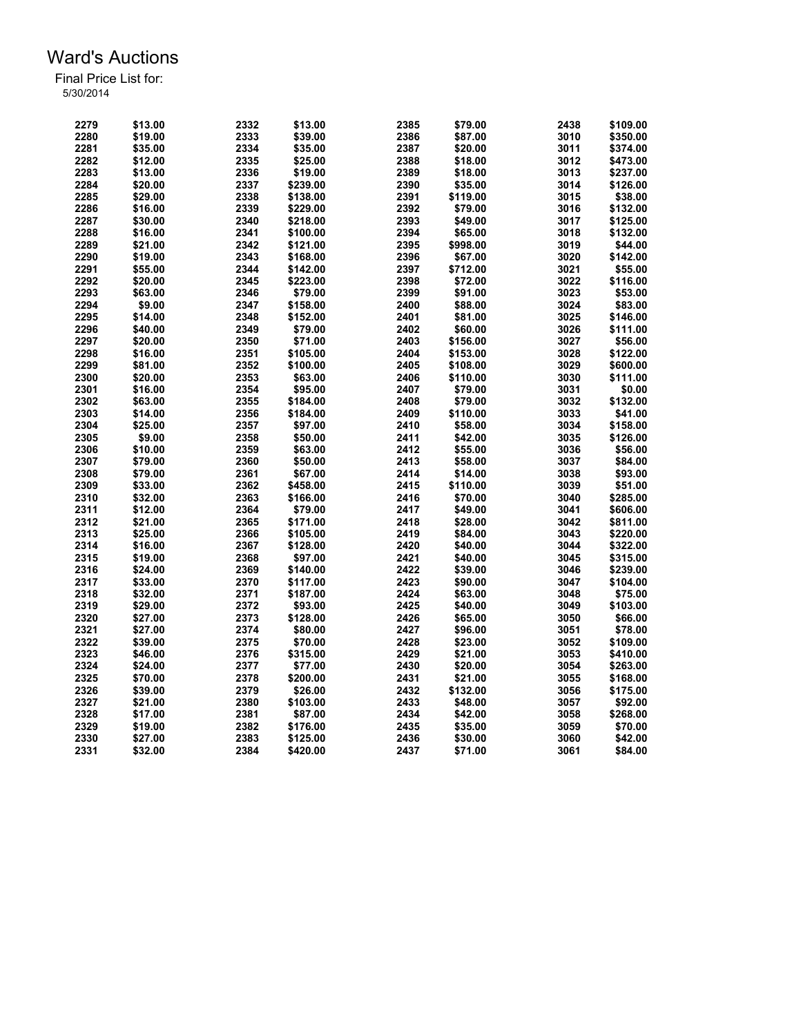# Ward's Auctions

Final Price List for:
5/30/2014

| Lot | Price | Lot | Price | Lot | Price | Lot | Price |
|---|---|---|---|---|---|---|---|
| 2279 | $13.00 | 2332 | $13.00 | 2385 | $79.00 | 2438 | $109.00 |
| 2280 | $19.00 | 2333 | $39.00 | 2386 | $87.00 | 3010 | $350.00 |
| 2281 | $35.00 | 2334 | $35.00 | 2387 | $20.00 | 3011 | $374.00 |
| 2282 | $12.00 | 2335 | $25.00 | 2388 | $18.00 | 3012 | $473.00 |
| 2283 | $13.00 | 2336 | $19.00 | 2389 | $18.00 | 3013 | $237.00 |
| 2284 | $20.00 | 2337 | $239.00 | 2390 | $35.00 | 3014 | $126.00 |
| 2285 | $29.00 | 2338 | $138.00 | 2391 | $119.00 | 3015 | $38.00 |
| 2286 | $16.00 | 2339 | $229.00 | 2392 | $79.00 | 3016 | $132.00 |
| 2287 | $30.00 | 2340 | $218.00 | 2393 | $49.00 | 3017 | $125.00 |
| 2288 | $16.00 | 2341 | $100.00 | 2394 | $65.00 | 3018 | $132.00 |
| 2289 | $21.00 | 2342 | $121.00 | 2395 | $998.00 | 3019 | $44.00 |
| 2290 | $19.00 | 2343 | $168.00 | 2396 | $67.00 | 3020 | $142.00 |
| 2291 | $55.00 | 2344 | $142.00 | 2397 | $712.00 | 3021 | $55.00 |
| 2292 | $20.00 | 2345 | $223.00 | 2398 | $72.00 | 3022 | $116.00 |
| 2293 | $63.00 | 2346 | $79.00 | 2399 | $91.00 | 3023 | $53.00 |
| 2294 | $9.00 | 2347 | $158.00 | 2400 | $88.00 | 3024 | $83.00 |
| 2295 | $14.00 | 2348 | $152.00 | 2401 | $81.00 | 3025 | $146.00 |
| 2296 | $40.00 | 2349 | $79.00 | 2402 | $60.00 | 3026 | $111.00 |
| 2297 | $20.00 | 2350 | $71.00 | 2403 | $156.00 | 3027 | $56.00 |
| 2298 | $16.00 | 2351 | $105.00 | 2404 | $153.00 | 3028 | $122.00 |
| 2299 | $81.00 | 2352 | $100.00 | 2405 | $108.00 | 3029 | $600.00 |
| 2300 | $20.00 | 2353 | $63.00 | 2406 | $110.00 | 3030 | $111.00 |
| 2301 | $16.00 | 2354 | $95.00 | 2407 | $79.00 | 3031 | $0.00 |
| 2302 | $63.00 | 2355 | $184.00 | 2408 | $79.00 | 3032 | $132.00 |
| 2303 | $14.00 | 2356 | $184.00 | 2409 | $110.00 | 3033 | $41.00 |
| 2304 | $25.00 | 2357 | $97.00 | 2410 | $58.00 | 3034 | $158.00 |
| 2305 | $9.00 | 2358 | $50.00 | 2411 | $42.00 | 3035 | $126.00 |
| 2306 | $10.00 | 2359 | $63.00 | 2412 | $55.00 | 3036 | $56.00 |
| 2307 | $79.00 | 2360 | $50.00 | 2413 | $58.00 | 3037 | $84.00 |
| 2308 | $79.00 | 2361 | $67.00 | 2414 | $14.00 | 3038 | $93.00 |
| 2309 | $33.00 | 2362 | $458.00 | 2415 | $110.00 | 3039 | $51.00 |
| 2310 | $32.00 | 2363 | $166.00 | 2416 | $70.00 | 3040 | $285.00 |
| 2311 | $12.00 | 2364 | $79.00 | 2417 | $49.00 | 3041 | $606.00 |
| 2312 | $21.00 | 2365 | $171.00 | 2418 | $28.00 | 3042 | $811.00 |
| 2313 | $25.00 | 2366 | $105.00 | 2419 | $84.00 | 3043 | $220.00 |
| 2314 | $16.00 | 2367 | $128.00 | 2420 | $40.00 | 3044 | $322.00 |
| 2315 | $19.00 | 2368 | $97.00 | 2421 | $40.00 | 3045 | $315.00 |
| 2316 | $24.00 | 2369 | $140.00 | 2422 | $39.00 | 3046 | $239.00 |
| 2317 | $33.00 | 2370 | $117.00 | 2423 | $90.00 | 3047 | $104.00 |
| 2318 | $32.00 | 2371 | $187.00 | 2424 | $63.00 | 3048 | $75.00 |
| 2319 | $29.00 | 2372 | $93.00 | 2425 | $40.00 | 3049 | $103.00 |
| 2320 | $27.00 | 2373 | $128.00 | 2426 | $65.00 | 3050 | $66.00 |
| 2321 | $27.00 | 2374 | $80.00 | 2427 | $96.00 | 3051 | $78.00 |
| 2322 | $39.00 | 2375 | $70.00 | 2428 | $23.00 | 3052 | $109.00 |
| 2323 | $46.00 | 2376 | $315.00 | 2429 | $21.00 | 3053 | $410.00 |
| 2324 | $24.00 | 2377 | $77.00 | 2430 | $20.00 | 3054 | $263.00 |
| 2325 | $70.00 | 2378 | $200.00 | 2431 | $21.00 | 3055 | $168.00 |
| 2326 | $39.00 | 2379 | $26.00 | 2432 | $132.00 | 3056 | $175.00 |
| 2327 | $21.00 | 2380 | $103.00 | 2433 | $48.00 | 3057 | $92.00 |
| 2328 | $17.00 | 2381 | $87.00 | 2434 | $42.00 | 3058 | $268.00 |
| 2329 | $19.00 | 2382 | $176.00 | 2435 | $35.00 | 3059 | $70.00 |
| 2330 | $27.00 | 2383 | $125.00 | 2436 | $30.00 | 3060 | $42.00 |
| 2331 | $32.00 | 2384 | $420.00 | 2437 | $71.00 | 3061 | $84.00 |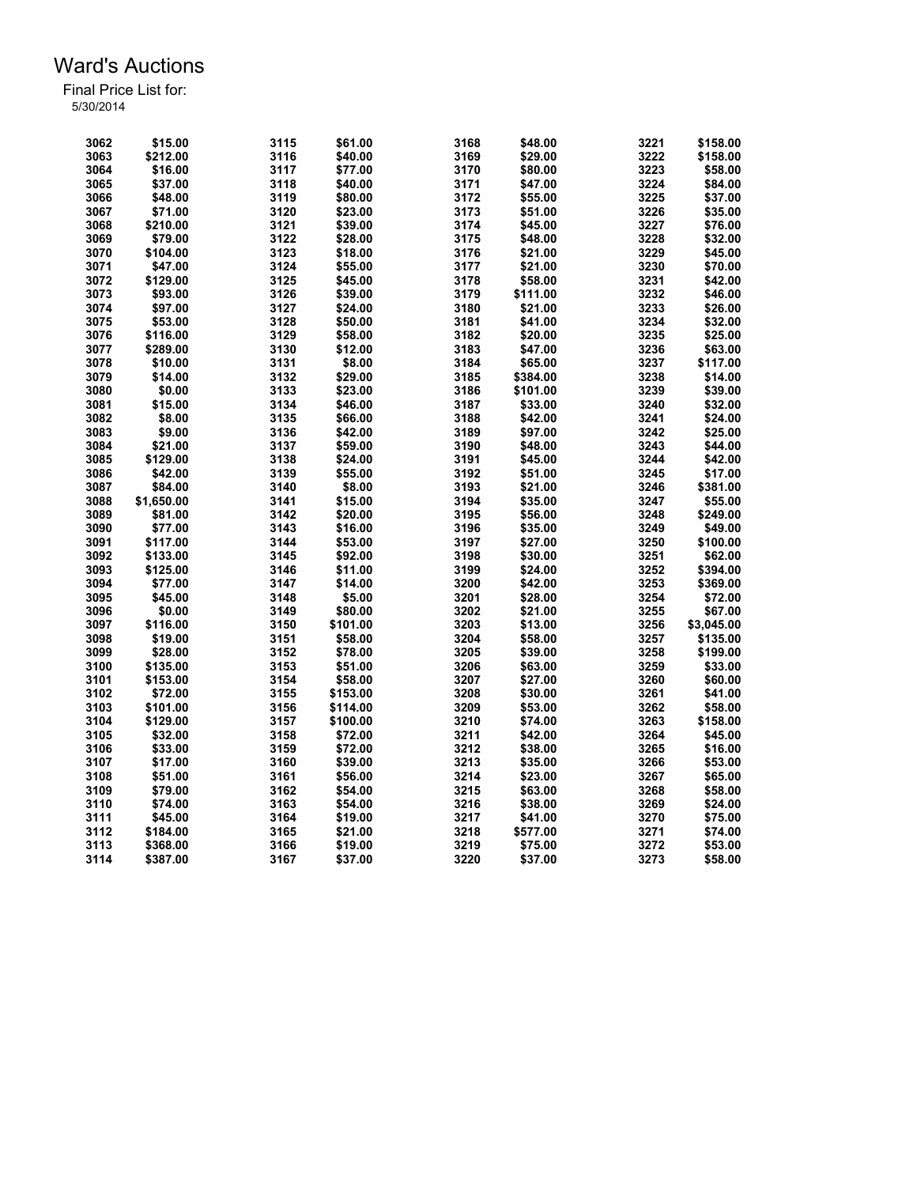# Ward's Auctions

Final Price List for:
5/30/2014

| Lot | Price | Lot | Price | Lot | Price | Lot | Price |
|---|---|---|---|---|---|---|---|
| 3062 | $15.00 | 3115 | $61.00 | 3168 | $48.00 | 3221 | $158.00 |
| 3063 | $212.00 | 3116 | $40.00 | 3169 | $29.00 | 3222 | $158.00 |
| 3064 | $16.00 | 3117 | $77.00 | 3170 | $80.00 | 3223 | $58.00 |
| 3065 | $37.00 | 3118 | $40.00 | 3171 | $47.00 | 3224 | $84.00 |
| 3066 | $48.00 | 3119 | $80.00 | 3172 | $55.00 | 3225 | $37.00 |
| 3067 | $71.00 | 3120 | $23.00 | 3173 | $51.00 | 3226 | $35.00 |
| 3068 | $210.00 | 3121 | $39.00 | 3174 | $45.00 | 3227 | $76.00 |
| 3069 | $79.00 | 3122 | $28.00 | 3175 | $48.00 | 3228 | $32.00 |
| 3070 | $104.00 | 3123 | $18.00 | 3176 | $21.00 | 3229 | $45.00 |
| 3071 | $47.00 | 3124 | $55.00 | 3177 | $21.00 | 3230 | $70.00 |
| 3072 | $129.00 | 3125 | $45.00 | 3178 | $58.00 | 3231 | $42.00 |
| 3073 | $93.00 | 3126 | $39.00 | 3179 | $111.00 | 3232 | $46.00 |
| 3074 | $97.00 | 3127 | $24.00 | 3180 | $21.00 | 3233 | $26.00 |
| 3075 | $53.00 | 3128 | $50.00 | 3181 | $41.00 | 3234 | $32.00 |
| 3076 | $116.00 | 3129 | $58.00 | 3182 | $20.00 | 3235 | $25.00 |
| 3077 | $289.00 | 3130 | $12.00 | 3183 | $47.00 | 3236 | $63.00 |
| 3078 | $10.00 | 3131 | $8.00 | 3184 | $65.00 | 3237 | $117.00 |
| 3079 | $14.00 | 3132 | $29.00 | 3185 | $384.00 | 3238 | $14.00 |
| 3080 | $0.00 | 3133 | $23.00 | 3186 | $101.00 | 3239 | $39.00 |
| 3081 | $15.00 | 3134 | $46.00 | 3187 | $33.00 | 3240 | $32.00 |
| 3082 | $8.00 | 3135 | $66.00 | 3188 | $42.00 | 3241 | $24.00 |
| 3083 | $9.00 | 3136 | $42.00 | 3189 | $97.00 | 3242 | $25.00 |
| 3084 | $21.00 | 3137 | $59.00 | 3190 | $48.00 | 3243 | $44.00 |
| 3085 | $129.00 | 3138 | $24.00 | 3191 | $45.00 | 3244 | $42.00 |
| 3086 | $42.00 | 3139 | $55.00 | 3192 | $51.00 | 3245 | $17.00 |
| 3087 | $84.00 | 3140 | $8.00 | 3193 | $21.00 | 3246 | $381.00 |
| 3088 | $1,650.00 | 3141 | $15.00 | 3194 | $35.00 | 3247 | $55.00 |
| 3089 | $81.00 | 3142 | $20.00 | 3195 | $56.00 | 3248 | $249.00 |
| 3090 | $77.00 | 3143 | $16.00 | 3196 | $35.00 | 3249 | $49.00 |
| 3091 | $117.00 | 3144 | $53.00 | 3197 | $27.00 | 3250 | $100.00 |
| 3092 | $133.00 | 3145 | $92.00 | 3198 | $30.00 | 3251 | $62.00 |
| 3093 | $125.00 | 3146 | $11.00 | 3199 | $24.00 | 3252 | $394.00 |
| 3094 | $77.00 | 3147 | $14.00 | 3200 | $42.00 | 3253 | $369.00 |
| 3095 | $45.00 | 3148 | $5.00 | 3201 | $28.00 | 3254 | $72.00 |
| 3096 | $0.00 | 3149 | $80.00 | 3202 | $21.00 | 3255 | $67.00 |
| 3097 | $116.00 | 3150 | $101.00 | 3203 | $13.00 | 3256 | $3,045.00 |
| 3098 | $19.00 | 3151 | $58.00 | 3204 | $58.00 | 3257 | $135.00 |
| 3099 | $28.00 | 3152 | $78.00 | 3205 | $39.00 | 3258 | $199.00 |
| 3100 | $135.00 | 3153 | $51.00 | 3206 | $63.00 | 3259 | $33.00 |
| 3101 | $153.00 | 3154 | $58.00 | 3207 | $27.00 | 3260 | $60.00 |
| 3102 | $72.00 | 3155 | $153.00 | 3208 | $30.00 | 3261 | $41.00 |
| 3103 | $101.00 | 3156 | $114.00 | 3209 | $53.00 | 3262 | $58.00 |
| 3104 | $129.00 | 3157 | $100.00 | 3210 | $74.00 | 3263 | $158.00 |
| 3105 | $32.00 | 3158 | $72.00 | 3211 | $42.00 | 3264 | $45.00 |
| 3106 | $33.00 | 3159 | $72.00 | 3212 | $38.00 | 3265 | $16.00 |
| 3107 | $17.00 | 3160 | $39.00 | 3213 | $35.00 | 3266 | $53.00 |
| 3108 | $51.00 | 3161 | $56.00 | 3214 | $23.00 | 3267 | $65.00 |
| 3109 | $79.00 | 3162 | $54.00 | 3215 | $63.00 | 3268 | $58.00 |
| 3110 | $74.00 | 3163 | $54.00 | 3216 | $38.00 | 3269 | $24.00 |
| 3111 | $45.00 | 3164 | $19.00 | 3217 | $41.00 | 3270 | $75.00 |
| 3112 | $184.00 | 3165 | $21.00 | 3218 | $577.00 | 3271 | $74.00 |
| 3113 | $368.00 | 3166 | $19.00 | 3219 | $75.00 | 3272 | $53.00 |
| 3114 | $387.00 | 3167 | $37.00 | 3220 | $37.00 | 3273 | $58.00 |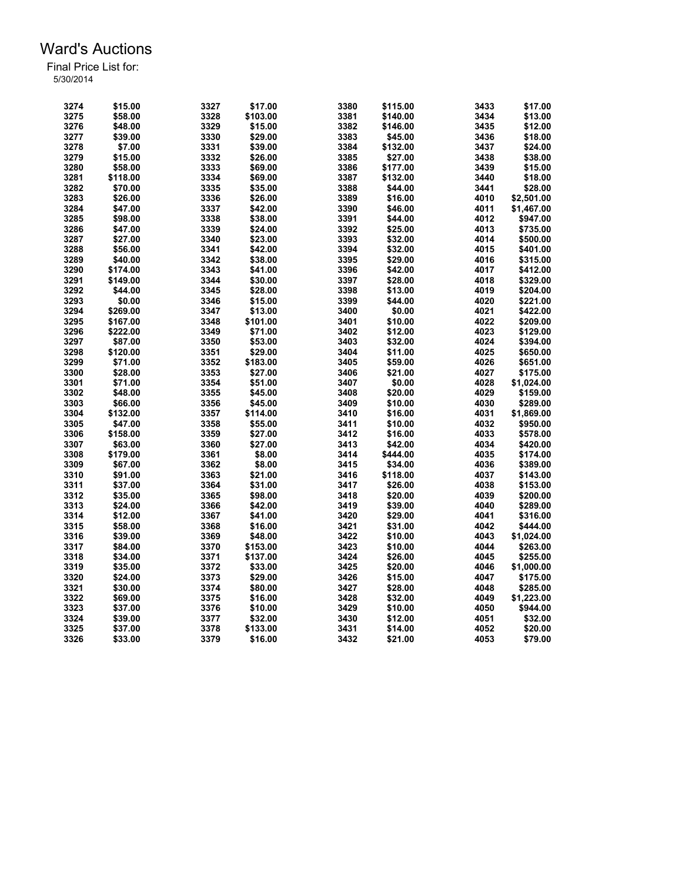# Ward's Auctions

Final Price List for:
5/30/2014

| Lot | Price | Lot | Price | Lot | Price | Lot | Price |
|---|---|---|---|---|---|---|---|
| 3274 | $15.00 | 3327 | $17.00 | 3380 | $115.00 | 3433 | $17.00 |
| 3275 | $58.00 | 3328 | $103.00 | 3381 | $140.00 | 3434 | $13.00 |
| 3276 | $48.00 | 3329 | $15.00 | 3382 | $146.00 | 3435 | $12.00 |
| 3277 | $39.00 | 3330 | $29.00 | 3383 | $45.00 | 3436 | $18.00 |
| 3278 | $7.00 | 3331 | $39.00 | 3384 | $132.00 | 3437 | $24.00 |
| 3279 | $15.00 | 3332 | $26.00 | 3385 | $27.00 | 3438 | $38.00 |
| 3280 | $58.00 | 3333 | $69.00 | 3386 | $177.00 | 3439 | $15.00 |
| 3281 | $118.00 | 3334 | $69.00 | 3387 | $132.00 | 3440 | $18.00 |
| 3282 | $70.00 | 3335 | $35.00 | 3388 | $44.00 | 3441 | $28.00 |
| 3283 | $26.00 | 3336 | $26.00 | 3389 | $16.00 | 4010 | $2,501.00 |
| 3284 | $47.00 | 3337 | $42.00 | 3390 | $46.00 | 4011 | $1,467.00 |
| 3285 | $98.00 | 3338 | $38.00 | 3391 | $44.00 | 4012 | $947.00 |
| 3286 | $47.00 | 3339 | $24.00 | 3392 | $25.00 | 4013 | $735.00 |
| 3287 | $27.00 | 3340 | $23.00 | 3393 | $32.00 | 4014 | $500.00 |
| 3288 | $56.00 | 3341 | $42.00 | 3394 | $32.00 | 4015 | $401.00 |
| 3289 | $40.00 | 3342 | $38.00 | 3395 | $29.00 | 4016 | $315.00 |
| 3290 | $174.00 | 3343 | $41.00 | 3396 | $42.00 | 4017 | $412.00 |
| 3291 | $149.00 | 3344 | $30.00 | 3397 | $28.00 | 4018 | $329.00 |
| 3292 | $44.00 | 3345 | $28.00 | 3398 | $13.00 | 4019 | $204.00 |
| 3293 | $0.00 | 3346 | $15.00 | 3399 | $44.00 | 4020 | $221.00 |
| 3294 | $269.00 | 3347 | $13.00 | 3400 | $0.00 | 4021 | $422.00 |
| 3295 | $167.00 | 3348 | $101.00 | 3401 | $10.00 | 4022 | $209.00 |
| 3296 | $222.00 | 3349 | $71.00 | 3402 | $12.00 | 4023 | $129.00 |
| 3297 | $87.00 | 3350 | $53.00 | 3403 | $32.00 | 4024 | $394.00 |
| 3298 | $120.00 | 3351 | $29.00 | 3404 | $11.00 | 4025 | $650.00 |
| 3299 | $71.00 | 3352 | $183.00 | 3405 | $59.00 | 4026 | $651.00 |
| 3300 | $28.00 | 3353 | $27.00 | 3406 | $21.00 | 4027 | $175.00 |
| 3301 | $71.00 | 3354 | $51.00 | 3407 | $0.00 | 4028 | $1,024.00 |
| 3302 | $48.00 | 3355 | $45.00 | 3408 | $20.00 | 4029 | $159.00 |
| 3303 | $66.00 | 3356 | $45.00 | 3409 | $10.00 | 4030 | $289.00 |
| 3304 | $132.00 | 3357 | $114.00 | 3410 | $16.00 | 4031 | $1,869.00 |
| 3305 | $47.00 | 3358 | $55.00 | 3411 | $10.00 | 4032 | $950.00 |
| 3306 | $158.00 | 3359 | $27.00 | 3412 | $16.00 | 4033 | $578.00 |
| 3307 | $63.00 | 3360 | $27.00 | 3413 | $42.00 | 4034 | $420.00 |
| 3308 | $179.00 | 3361 | $8.00 | 3414 | $444.00 | 4035 | $174.00 |
| 3309 | $67.00 | 3362 | $8.00 | 3415 | $34.00 | 4036 | $389.00 |
| 3310 | $91.00 | 3363 | $21.00 | 3416 | $118.00 | 4037 | $143.00 |
| 3311 | $37.00 | 3364 | $31.00 | 3417 | $26.00 | 4038 | $153.00 |
| 3312 | $35.00 | 3365 | $98.00 | 3418 | $20.00 | 4039 | $200.00 |
| 3313 | $24.00 | 3366 | $42.00 | 3419 | $39.00 | 4040 | $289.00 |
| 3314 | $12.00 | 3367 | $41.00 | 3420 | $29.00 | 4041 | $316.00 |
| 3315 | $58.00 | 3368 | $16.00 | 3421 | $31.00 | 4042 | $444.00 |
| 3316 | $39.00 | 3369 | $48.00 | 3422 | $10.00 | 4043 | $1,024.00 |
| 3317 | $84.00 | 3370 | $153.00 | 3423 | $10.00 | 4044 | $263.00 |
| 3318 | $34.00 | 3371 | $137.00 | 3424 | $26.00 | 4045 | $255.00 |
| 3319 | $35.00 | 3372 | $33.00 | 3425 | $20.00 | 4046 | $1,000.00 |
| 3320 | $24.00 | 3373 | $29.00 | 3426 | $15.00 | 4047 | $175.00 |
| 3321 | $30.00 | 3374 | $80.00 | 3427 | $28.00 | 4048 | $285.00 |
| 3322 | $69.00 | 3375 | $16.00 | 3428 | $32.00 | 4049 | $1,223.00 |
| 3323 | $37.00 | 3376 | $10.00 | 3429 | $10.00 | 4050 | $944.00 |
| 3324 | $39.00 | 3377 | $32.00 | 3430 | $12.00 | 4051 | $32.00 |
| 3325 | $37.00 | 3378 | $133.00 | 3431 | $14.00 | 4052 | $20.00 |
| 3326 | $33.00 | 3379 | $16.00 | 3432 | $21.00 | 4053 | $79.00 |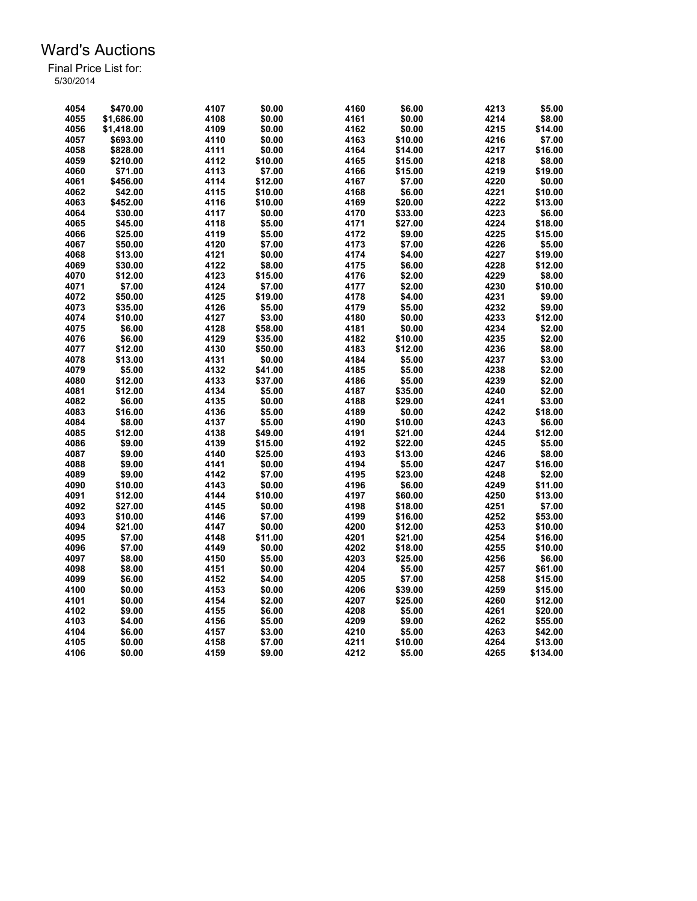# Ward's Auctions

Final Price List for:
5/30/2014

| Lot | Price | Lot | Price | Lot | Price | Lot | Price |
|---|---|---|---|---|---|---|---|
| 4054 | $470.00 | 4107 | $0.00 | 4160 | $6.00 | 4213 | $5.00 |
| 4055 | $1,686.00 | 4108 | $0.00 | 4161 | $0.00 | 4214 | $8.00 |
| 4056 | $1,418.00 | 4109 | $0.00 | 4162 | $0.00 | 4215 | $14.00 |
| 4057 | $693.00 | 4110 | $0.00 | 4163 | $10.00 | 4216 | $7.00 |
| 4058 | $828.00 | 4111 | $0.00 | 4164 | $14.00 | 4217 | $16.00 |
| 4059 | $210.00 | 4112 | $10.00 | 4165 | $15.00 | 4218 | $8.00 |
| 4060 | $71.00 | 4113 | $7.00 | 4166 | $15.00 | 4219 | $19.00 |
| 4061 | $456.00 | 4114 | $12.00 | 4167 | $7.00 | 4220 | $0.00 |
| 4062 | $42.00 | 4115 | $10.00 | 4168 | $6.00 | 4221 | $10.00 |
| 4063 | $452.00 | 4116 | $10.00 | 4169 | $20.00 | 4222 | $13.00 |
| 4064 | $30.00 | 4117 | $0.00 | 4170 | $33.00 | 4223 | $6.00 |
| 4065 | $45.00 | 4118 | $5.00 | 4171 | $27.00 | 4224 | $18.00 |
| 4066 | $25.00 | 4119 | $5.00 | 4172 | $9.00 | 4225 | $15.00 |
| 4067 | $50.00 | 4120 | $7.00 | 4173 | $7.00 | 4226 | $5.00 |
| 4068 | $13.00 | 4121 | $0.00 | 4174 | $4.00 | 4227 | $19.00 |
| 4069 | $30.00 | 4122 | $8.00 | 4175 | $6.00 | 4228 | $12.00 |
| 4070 | $12.00 | 4123 | $15.00 | 4176 | $2.00 | 4229 | $8.00 |
| 4071 | $7.00 | 4124 | $7.00 | 4177 | $2.00 | 4230 | $10.00 |
| 4072 | $50.00 | 4125 | $19.00 | 4178 | $4.00 | 4231 | $9.00 |
| 4073 | $35.00 | 4126 | $5.00 | 4179 | $5.00 | 4232 | $9.00 |
| 4074 | $10.00 | 4127 | $3.00 | 4180 | $0.00 | 4233 | $12.00 |
| 4075 | $6.00 | 4128 | $58.00 | 4181 | $0.00 | 4234 | $2.00 |
| 4076 | $6.00 | 4129 | $35.00 | 4182 | $10.00 | 4235 | $2.00 |
| 4077 | $12.00 | 4130 | $50.00 | 4183 | $12.00 | 4236 | $8.00 |
| 4078 | $13.00 | 4131 | $0.00 | 4184 | $5.00 | 4237 | $3.00 |
| 4079 | $5.00 | 4132 | $41.00 | 4185 | $5.00 | 4238 | $2.00 |
| 4080 | $12.00 | 4133 | $37.00 | 4186 | $5.00 | 4239 | $2.00 |
| 4081 | $12.00 | 4134 | $5.00 | 4187 | $35.00 | 4240 | $2.00 |
| 4082 | $6.00 | 4135 | $0.00 | 4188 | $29.00 | 4241 | $3.00 |
| 4083 | $16.00 | 4136 | $5.00 | 4189 | $0.00 | 4242 | $18.00 |
| 4084 | $8.00 | 4137 | $5.00 | 4190 | $10.00 | 4243 | $6.00 |
| 4085 | $12.00 | 4138 | $49.00 | 4191 | $21.00 | 4244 | $12.00 |
| 4086 | $9.00 | 4139 | $15.00 | 4192 | $22.00 | 4245 | $5.00 |
| 4087 | $9.00 | 4140 | $25.00 | 4193 | $13.00 | 4246 | $8.00 |
| 4088 | $9.00 | 4141 | $0.00 | 4194 | $5.00 | 4247 | $16.00 |
| 4089 | $9.00 | 4142 | $7.00 | 4195 | $23.00 | 4248 | $2.00 |
| 4090 | $10.00 | 4143 | $0.00 | 4196 | $6.00 | 4249 | $11.00 |
| 4091 | $12.00 | 4144 | $10.00 | 4197 | $60.00 | 4250 | $13.00 |
| 4092 | $27.00 | 4145 | $0.00 | 4198 | $18.00 | 4251 | $7.00 |
| 4093 | $10.00 | 4146 | $7.00 | 4199 | $16.00 | 4252 | $53.00 |
| 4094 | $21.00 | 4147 | $0.00 | 4200 | $12.00 | 4253 | $10.00 |
| 4095 | $7.00 | 4148 | $11.00 | 4201 | $21.00 | 4254 | $16.00 |
| 4096 | $7.00 | 4149 | $0.00 | 4202 | $18.00 | 4255 | $10.00 |
| 4097 | $8.00 | 4150 | $5.00 | 4203 | $25.00 | 4256 | $6.00 |
| 4098 | $8.00 | 4151 | $0.00 | 4204 | $5.00 | 4257 | $61.00 |
| 4099 | $6.00 | 4152 | $4.00 | 4205 | $7.00 | 4258 | $15.00 |
| 4100 | $0.00 | 4153 | $0.00 | 4206 | $39.00 | 4259 | $15.00 |
| 4101 | $0.00 | 4154 | $2.00 | 4207 | $25.00 | 4260 | $12.00 |
| 4102 | $9.00 | 4155 | $6.00 | 4208 | $5.00 | 4261 | $20.00 |
| 4103 | $4.00 | 4156 | $5.00 | 4209 | $9.00 | 4262 | $55.00 |
| 4104 | $6.00 | 4157 | $3.00 | 4210 | $5.00 | 4263 | $42.00 |
| 4105 | $0.00 | 4158 | $7.00 | 4211 | $10.00 | 4264 | $13.00 |
| 4106 | $0.00 | 4159 | $9.00 | 4212 | $5.00 | 4265 | $134.00 |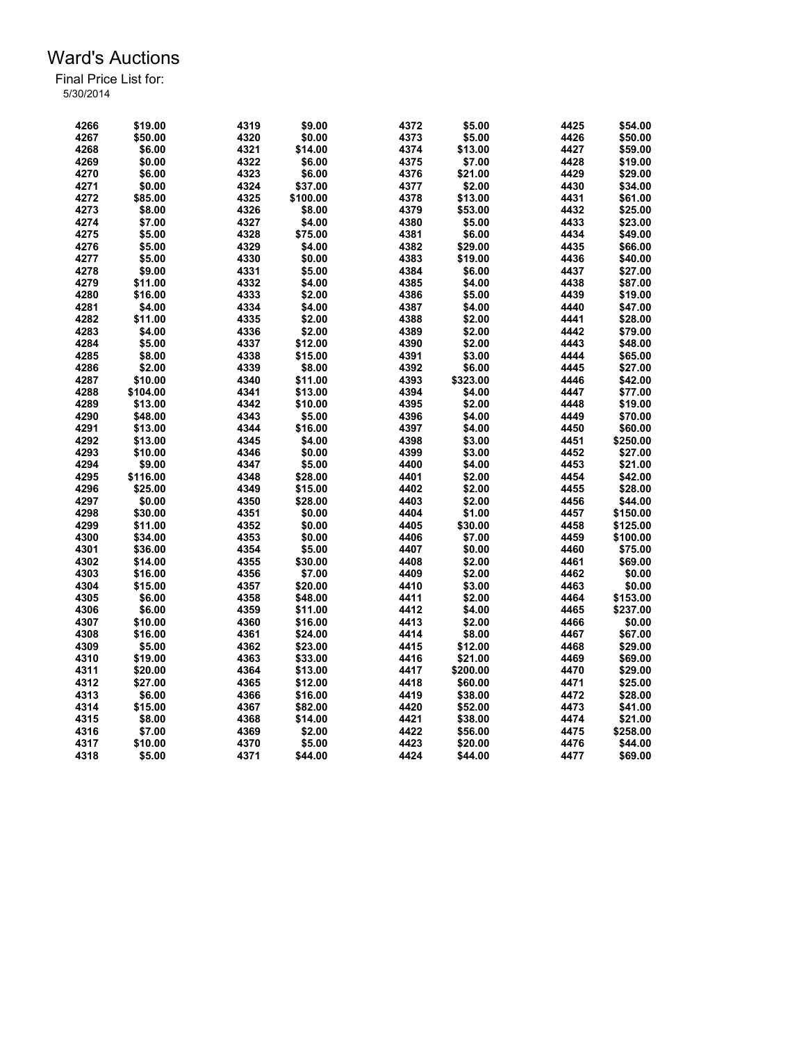# Ward's Auctions

Final Price List for:
5/30/2014

| Lot | Price | Lot | Price | Lot | Price | Lot | Price |
|---|---|---|---|---|---|---|---|
| 4266 | $19.00 | 4319 | $9.00 | 4372 | $5.00 | 4425 | $54.00 |
| 4267 | $50.00 | 4320 | $0.00 | 4373 | $5.00 | 4426 | $50.00 |
| 4268 | $6.00 | 4321 | $14.00 | 4374 | $13.00 | 4427 | $59.00 |
| 4269 | $0.00 | 4322 | $6.00 | 4375 | $7.00 | 4428 | $19.00 |
| 4270 | $6.00 | 4323 | $6.00 | 4376 | $21.00 | 4429 | $29.00 |
| 4271 | $0.00 | 4324 | $37.00 | 4377 | $2.00 | 4430 | $34.00 |
| 4272 | $85.00 | 4325 | $100.00 | 4378 | $13.00 | 4431 | $61.00 |
| 4273 | $8.00 | 4326 | $8.00 | 4379 | $53.00 | 4432 | $25.00 |
| 4274 | $7.00 | 4327 | $4.00 | 4380 | $5.00 | 4433 | $23.00 |
| 4275 | $5.00 | 4328 | $75.00 | 4381 | $6.00 | 4434 | $49.00 |
| 4276 | $5.00 | 4329 | $4.00 | 4382 | $29.00 | 4435 | $66.00 |
| 4277 | $5.00 | 4330 | $0.00 | 4383 | $19.00 | 4436 | $40.00 |
| 4278 | $9.00 | 4331 | $5.00 | 4384 | $6.00 | 4437 | $27.00 |
| 4279 | $11.00 | 4332 | $4.00 | 4385 | $4.00 | 4438 | $87.00 |
| 4280 | $16.00 | 4333 | $2.00 | 4386 | $5.00 | 4439 | $19.00 |
| 4281 | $4.00 | 4334 | $4.00 | 4387 | $4.00 | 4440 | $47.00 |
| 4282 | $11.00 | 4335 | $2.00 | 4388 | $2.00 | 4441 | $28.00 |
| 4283 | $4.00 | 4336 | $2.00 | 4389 | $2.00 | 4442 | $79.00 |
| 4284 | $5.00 | 4337 | $12.00 | 4390 | $2.00 | 4443 | $48.00 |
| 4285 | $8.00 | 4338 | $15.00 | 4391 | $3.00 | 4444 | $65.00 |
| 4286 | $2.00 | 4339 | $8.00 | 4392 | $6.00 | 4445 | $27.00 |
| 4287 | $10.00 | 4340 | $11.00 | 4393 | $323.00 | 4446 | $42.00 |
| 4288 | $104.00 | 4341 | $13.00 | 4394 | $4.00 | 4447 | $77.00 |
| 4289 | $13.00 | 4342 | $10.00 | 4395 | $2.00 | 4448 | $19.00 |
| 4290 | $48.00 | 4343 | $5.00 | 4396 | $4.00 | 4449 | $70.00 |
| 4291 | $13.00 | 4344 | $16.00 | 4397 | $4.00 | 4450 | $60.00 |
| 4292 | $13.00 | 4345 | $4.00 | 4398 | $3.00 | 4451 | $250.00 |
| 4293 | $10.00 | 4346 | $0.00 | 4399 | $3.00 | 4452 | $27.00 |
| 4294 | $9.00 | 4347 | $5.00 | 4400 | $4.00 | 4453 | $21.00 |
| 4295 | $116.00 | 4348 | $28.00 | 4401 | $2.00 | 4454 | $42.00 |
| 4296 | $25.00 | 4349 | $15.00 | 4402 | $2.00 | 4455 | $28.00 |
| 4297 | $0.00 | 4350 | $28.00 | 4403 | $2.00 | 4456 | $44.00 |
| 4298 | $30.00 | 4351 | $0.00 | 4404 | $1.00 | 4457 | $150.00 |
| 4299 | $11.00 | 4352 | $0.00 | 4405 | $30.00 | 4458 | $125.00 |
| 4300 | $34.00 | 4353 | $0.00 | 4406 | $7.00 | 4459 | $100.00 |
| 4301 | $36.00 | 4354 | $5.00 | 4407 | $0.00 | 4460 | $75.00 |
| 4302 | $14.00 | 4355 | $30.00 | 4408 | $2.00 | 4461 | $69.00 |
| 4303 | $16.00 | 4356 | $7.00 | 4409 | $2.00 | 4462 | $0.00 |
| 4304 | $15.00 | 4357 | $20.00 | 4410 | $3.00 | 4463 | $0.00 |
| 4305 | $6.00 | 4358 | $48.00 | 4411 | $2.00 | 4464 | $153.00 |
| 4306 | $6.00 | 4359 | $11.00 | 4412 | $4.00 | 4465 | $237.00 |
| 4307 | $10.00 | 4360 | $16.00 | 4413 | $2.00 | 4466 | $0.00 |
| 4308 | $16.00 | 4361 | $24.00 | 4414 | $8.00 | 4467 | $67.00 |
| 4309 | $5.00 | 4362 | $23.00 | 4415 | $12.00 | 4468 | $29.00 |
| 4310 | $19.00 | 4363 | $33.00 | 4416 | $21.00 | 4469 | $69.00 |
| 4311 | $20.00 | 4364 | $13.00 | 4417 | $200.00 | 4470 | $29.00 |
| 4312 | $27.00 | 4365 | $12.00 | 4418 | $60.00 | 4471 | $25.00 |
| 4313 | $6.00 | 4366 | $16.00 | 4419 | $38.00 | 4472 | $28.00 |
| 4314 | $15.00 | 4367 | $82.00 | 4420 | $52.00 | 4473 | $41.00 |
| 4315 | $8.00 | 4368 | $14.00 | 4421 | $38.00 | 4474 | $21.00 |
| 4316 | $7.00 | 4369 | $2.00 | 4422 | $56.00 | 4475 | $258.00 |
| 4317 | $10.00 | 4370 | $5.00 | 4423 | $20.00 | 4476 | $44.00 |
| 4318 | $5.00 | 4371 | $44.00 | 4424 | $44.00 | 4477 | $69.00 |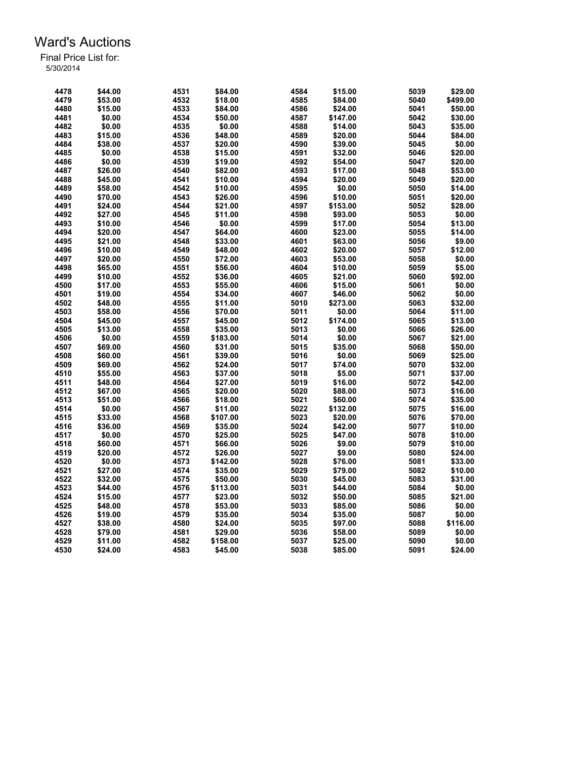# Ward's Auctions

Final Price List for:
5/30/2014

| Lot | Price | Lot | Price | Lot | Price | Lot | Price |
|---|---|---|---|---|---|---|---|
| 4478 | $44.00 | 4531 | $84.00 | 4584 | $15.00 | 5039 | $29.00 |
| 4479 | $53.00 | 4532 | $18.00 | 4585 | $84.00 | 5040 | $499.00 |
| 4480 | $15.00 | 4533 | $84.00 | 4586 | $24.00 | 5041 | $50.00 |
| 4481 | $0.00 | 4534 | $50.00 | 4587 | $147.00 | 5042 | $30.00 |
| 4482 | $0.00 | 4535 | $0.00 | 4588 | $14.00 | 5043 | $35.00 |
| 4483 | $15.00 | 4536 | $48.00 | 4589 | $20.00 | 5044 | $84.00 |
| 4484 | $38.00 | 4537 | $20.00 | 4590 | $39.00 | 5045 | $0.00 |
| 4485 | $0.00 | 4538 | $15.00 | 4591 | $32.00 | 5046 | $20.00 |
| 4486 | $0.00 | 4539 | $19.00 | 4592 | $54.00 | 5047 | $20.00 |
| 4487 | $26.00 | 4540 | $82.00 | 4593 | $17.00 | 5048 | $53.00 |
| 4488 | $45.00 | 4541 | $10.00 | 4594 | $20.00 | 5049 | $20.00 |
| 4489 | $58.00 | 4542 | $10.00 | 4595 | $0.00 | 5050 | $14.00 |
| 4490 | $70.00 | 4543 | $26.00 | 4596 | $10.00 | 5051 | $20.00 |
| 4491 | $24.00 | 4544 | $21.00 | 4597 | $153.00 | 5052 | $28.00 |
| 4492 | $27.00 | 4545 | $11.00 | 4598 | $93.00 | 5053 | $0.00 |
| 4493 | $10.00 | 4546 | $0.00 | 4599 | $17.00 | 5054 | $13.00 |
| 4494 | $20.00 | 4547 | $64.00 | 4600 | $23.00 | 5055 | $14.00 |
| 4495 | $21.00 | 4548 | $33.00 | 4601 | $63.00 | 5056 | $9.00 |
| 4496 | $10.00 | 4549 | $48.00 | 4602 | $20.00 | 5057 | $12.00 |
| 4497 | $20.00 | 4550 | $72.00 | 4603 | $53.00 | 5058 | $0.00 |
| 4498 | $65.00 | 4551 | $56.00 | 4604 | $10.00 | 5059 | $5.00 |
| 4499 | $10.00 | 4552 | $36.00 | 4605 | $21.00 | 5060 | $92.00 |
| 4500 | $17.00 | 4553 | $55.00 | 4606 | $15.00 | 5061 | $0.00 |
| 4501 | $19.00 | 4554 | $34.00 | 4607 | $46.00 | 5062 | $0.00 |
| 4502 | $48.00 | 4555 | $11.00 | 5010 | $273.00 | 5063 | $32.00 |
| 4503 | $58.00 | 4556 | $70.00 | 5011 | $0.00 | 5064 | $11.00 |
| 4504 | $45.00 | 4557 | $45.00 | 5012 | $174.00 | 5065 | $13.00 |
| 4505 | $13.00 | 4558 | $35.00 | 5013 | $0.00 | 5066 | $26.00 |
| 4506 | $0.00 | 4559 | $183.00 | 5014 | $0.00 | 5067 | $21.00 |
| 4507 | $69.00 | 4560 | $31.00 | 5015 | $35.00 | 5068 | $50.00 |
| 4508 | $60.00 | 4561 | $39.00 | 5016 | $0.00 | 5069 | $25.00 |
| 4509 | $69.00 | 4562 | $24.00 | 5017 | $74.00 | 5070 | $32.00 |
| 4510 | $55.00 | 4563 | $37.00 | 5018 | $5.00 | 5071 | $37.00 |
| 4511 | $48.00 | 4564 | $27.00 | 5019 | $16.00 | 5072 | $42.00 |
| 4512 | $67.00 | 4565 | $20.00 | 5020 | $88.00 | 5073 | $16.00 |
| 4513 | $51.00 | 4566 | $18.00 | 5021 | $60.00 | 5074 | $35.00 |
| 4514 | $0.00 | 4567 | $11.00 | 5022 | $132.00 | 5075 | $16.00 |
| 4515 | $33.00 | 4568 | $107.00 | 5023 | $20.00 | 5076 | $70.00 |
| 4516 | $36.00 | 4569 | $35.00 | 5024 | $42.00 | 5077 | $10.00 |
| 4517 | $0.00 | 4570 | $25.00 | 5025 | $47.00 | 5078 | $10.00 |
| 4518 | $60.00 | 4571 | $66.00 | 5026 | $9.00 | 5079 | $10.00 |
| 4519 | $20.00 | 4572 | $26.00 | 5027 | $9.00 | 5080 | $24.00 |
| 4520 | $0.00 | 4573 | $142.00 | 5028 | $76.00 | 5081 | $33.00 |
| 4521 | $27.00 | 4574 | $35.00 | 5029 | $79.00 | 5082 | $10.00 |
| 4522 | $32.00 | 4575 | $50.00 | 5030 | $45.00 | 5083 | $31.00 |
| 4523 | $44.00 | 4576 | $113.00 | 5031 | $44.00 | 5084 | $0.00 |
| 4524 | $15.00 | 4577 | $23.00 | 5032 | $50.00 | 5085 | $21.00 |
| 4525 | $48.00 | 4578 | $53.00 | 5033 | $85.00 | 5086 | $0.00 |
| 4526 | $19.00 | 4579 | $35.00 | 5034 | $35.00 | 5087 | $0.00 |
| 4527 | $38.00 | 4580 | $24.00 | 5035 | $97.00 | 5088 | $116.00 |
| 4528 | $79.00 | 4581 | $29.00 | 5036 | $58.00 | 5089 | $0.00 |
| 4529 | $11.00 | 4582 | $158.00 | 5037 | $25.00 | 5090 | $0.00 |
| 4530 | $24.00 | 4583 | $45.00 | 5038 | $85.00 | 5091 | $24.00 |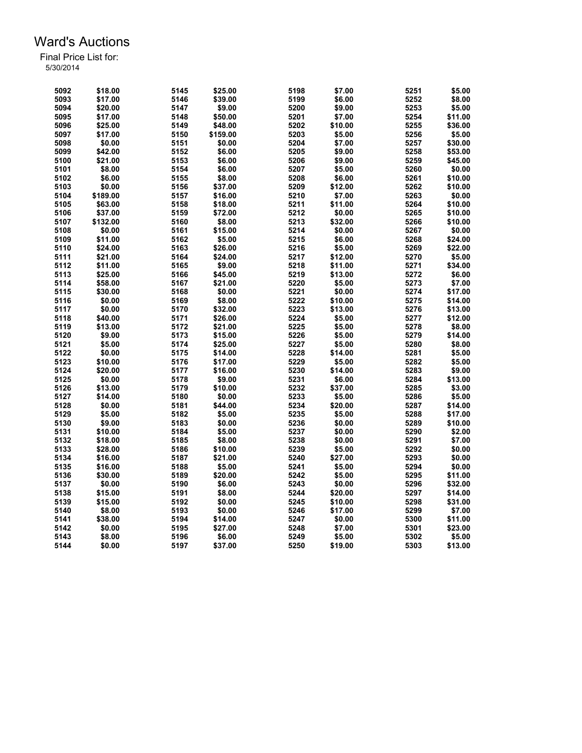# Ward's Auctions

Final Price List for:
5/30/2014

| Lot | Price | Lot | Price | Lot | Price | Lot | Price |
|---|---|---|---|---|---|---|---|
| 5092 | $18.00 | 5145 | $25.00 | 5198 | $7.00 | 5251 | $5.00 |
| 5093 | $17.00 | 5146 | $39.00 | 5199 | $6.00 | 5252 | $8.00 |
| 5094 | $20.00 | 5147 | $9.00 | 5200 | $9.00 | 5253 | $5.00 |
| 5095 | $17.00 | 5148 | $50.00 | 5201 | $7.00 | 5254 | $11.00 |
| 5096 | $25.00 | 5149 | $48.00 | 5202 | $10.00 | 5255 | $36.00 |
| 5097 | $17.00 | 5150 | $159.00 | 5203 | $5.00 | 5256 | $5.00 |
| 5098 | $0.00 | 5151 | $0.00 | 5204 | $7.00 | 5257 | $30.00 |
| 5099 | $42.00 | 5152 | $6.00 | 5205 | $9.00 | 5258 | $53.00 |
| 5100 | $21.00 | 5153 | $6.00 | 5206 | $9.00 | 5259 | $45.00 |
| 5101 | $8.00 | 5154 | $6.00 | 5207 | $5.00 | 5260 | $0.00 |
| 5102 | $6.00 | 5155 | $8.00 | 5208 | $6.00 | 5261 | $10.00 |
| 5103 | $0.00 | 5156 | $37.00 | 5209 | $12.00 | 5262 | $10.00 |
| 5104 | $189.00 | 5157 | $16.00 | 5210 | $7.00 | 5263 | $0.00 |
| 5105 | $63.00 | 5158 | $18.00 | 5211 | $11.00 | 5264 | $10.00 |
| 5106 | $37.00 | 5159 | $72.00 | 5212 | $0.00 | 5265 | $10.00 |
| 5107 | $132.00 | 5160 | $8.00 | 5213 | $32.00 | 5266 | $10.00 |
| 5108 | $0.00 | 5161 | $15.00 | 5214 | $0.00 | 5267 | $0.00 |
| 5109 | $11.00 | 5162 | $5.00 | 5215 | $6.00 | 5268 | $24.00 |
| 5110 | $24.00 | 5163 | $26.00 | 5216 | $5.00 | 5269 | $22.00 |
| 5111 | $21.00 | 5164 | $24.00 | 5217 | $12.00 | 5270 | $5.00 |
| 5112 | $11.00 | 5165 | $9.00 | 5218 | $11.00 | 5271 | $34.00 |
| 5113 | $25.00 | 5166 | $45.00 | 5219 | $13.00 | 5272 | $6.00 |
| 5114 | $58.00 | 5167 | $21.00 | 5220 | $5.00 | 5273 | $7.00 |
| 5115 | $30.00 | 5168 | $0.00 | 5221 | $0.00 | 5274 | $17.00 |
| 5116 | $0.00 | 5169 | $8.00 | 5222 | $10.00 | 5275 | $14.00 |
| 5117 | $0.00 | 5170 | $32.00 | 5223 | $13.00 | 5276 | $13.00 |
| 5118 | $40.00 | 5171 | $26.00 | 5224 | $5.00 | 5277 | $12.00 |
| 5119 | $13.00 | 5172 | $21.00 | 5225 | $5.00 | 5278 | $8.00 |
| 5120 | $9.00 | 5173 | $15.00 | 5226 | $5.00 | 5279 | $14.00 |
| 5121 | $5.00 | 5174 | $25.00 | 5227 | $5.00 | 5280 | $8.00 |
| 5122 | $0.00 | 5175 | $14.00 | 5228 | $14.00 | 5281 | $5.00 |
| 5123 | $10.00 | 5176 | $17.00 | 5229 | $5.00 | 5282 | $5.00 |
| 5124 | $20.00 | 5177 | $16.00 | 5230 | $14.00 | 5283 | $9.00 |
| 5125 | $0.00 | 5178 | $9.00 | 5231 | $6.00 | 5284 | $13.00 |
| 5126 | $13.00 | 5179 | $10.00 | 5232 | $37.00 | 5285 | $3.00 |
| 5127 | $14.00 | 5180 | $0.00 | 5233 | $5.00 | 5286 | $5.00 |
| 5128 | $0.00 | 5181 | $44.00 | 5234 | $20.00 | 5287 | $14.00 |
| 5129 | $5.00 | 5182 | $5.00 | 5235 | $5.00 | 5288 | $17.00 |
| 5130 | $9.00 | 5183 | $0.00 | 5236 | $0.00 | 5289 | $10.00 |
| 5131 | $10.00 | 5184 | $5.00 | 5237 | $0.00 | 5290 | $2.00 |
| 5132 | $18.00 | 5185 | $8.00 | 5238 | $0.00 | 5291 | $7.00 |
| 5133 | $28.00 | 5186 | $10.00 | 5239 | $5.00 | 5292 | $0.00 |
| 5134 | $16.00 | 5187 | $21.00 | 5240 | $27.00 | 5293 | $0.00 |
| 5135 | $16.00 | 5188 | $5.00 | 5241 | $5.00 | 5294 | $0.00 |
| 5136 | $30.00 | 5189 | $20.00 | 5242 | $5.00 | 5295 | $11.00 |
| 5137 | $0.00 | 5190 | $6.00 | 5243 | $0.00 | 5296 | $32.00 |
| 5138 | $15.00 | 5191 | $8.00 | 5244 | $20.00 | 5297 | $14.00 |
| 5139 | $15.00 | 5192 | $0.00 | 5245 | $10.00 | 5298 | $31.00 |
| 5140 | $8.00 | 5193 | $0.00 | 5246 | $17.00 | 5299 | $7.00 |
| 5141 | $38.00 | 5194 | $14.00 | 5247 | $0.00 | 5300 | $11.00 |
| 5142 | $0.00 | 5195 | $27.00 | 5248 | $7.00 | 5301 | $23.00 |
| 5143 | $8.00 | 5196 | $6.00 | 5249 | $5.00 | 5302 | $5.00 |
| 5144 | $0.00 | 5197 | $37.00 | 5250 | $19.00 | 5303 | $13.00 |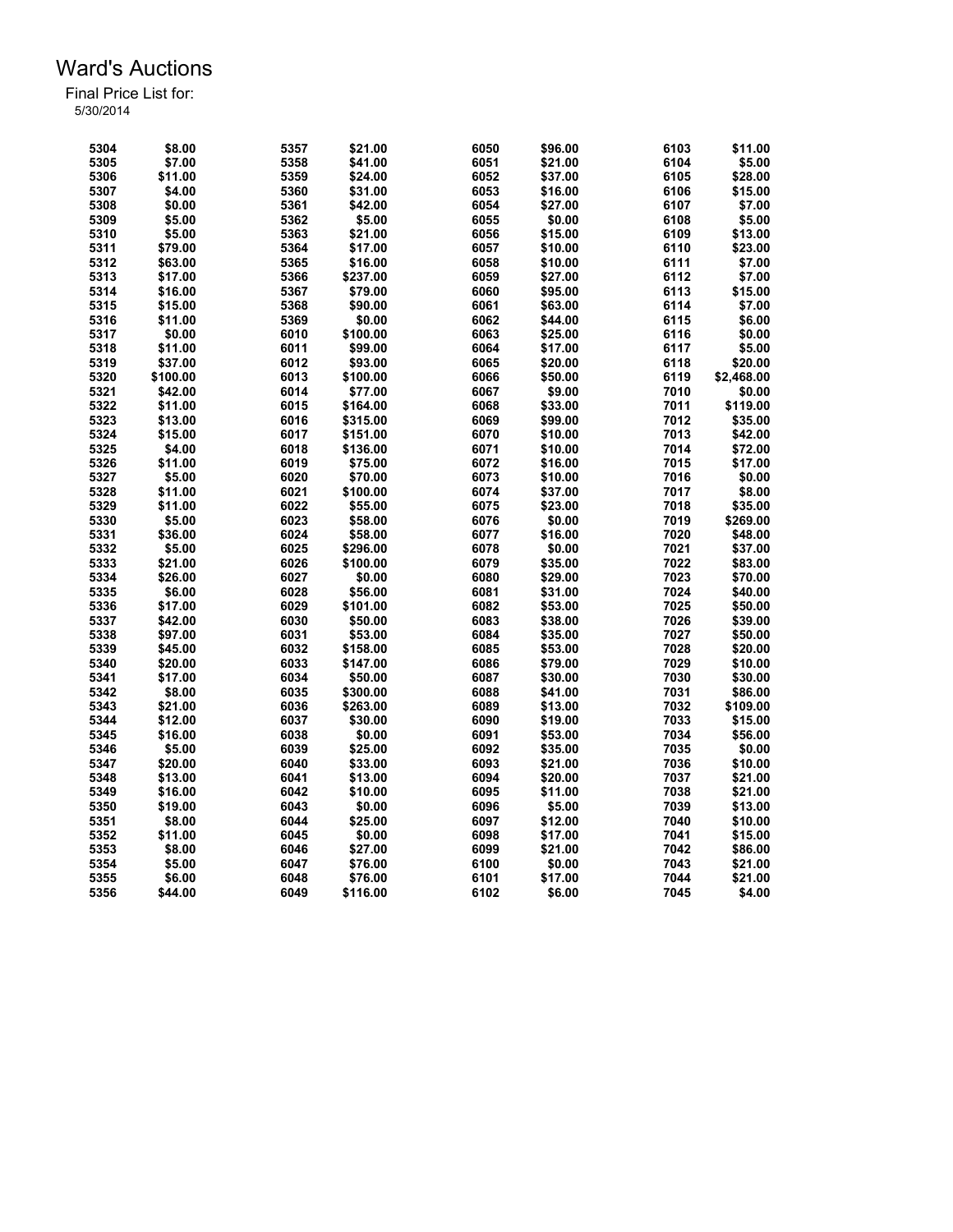# Ward's Auctions

Final Price List for:
5/30/2014

| Lot | Price | Lot | Price | Lot | Price | Lot | Price |
|---|---|---|---|---|---|---|---|
| 5304 | $8.00 | 5357 | $21.00 | 6050 | $96.00 | 6103 | $11.00 |
| 5305 | $7.00 | 5358 | $41.00 | 6051 | $21.00 | 6104 | $5.00 |
| 5306 | $11.00 | 5359 | $24.00 | 6052 | $37.00 | 6105 | $28.00 |
| 5307 | $4.00 | 5360 | $31.00 | 6053 | $16.00 | 6106 | $15.00 |
| 5308 | $0.00 | 5361 | $42.00 | 6054 | $27.00 | 6107 | $7.00 |
| 5309 | $5.00 | 5362 | $5.00 | 6055 | $0.00 | 6108 | $5.00 |
| 5310 | $5.00 | 5363 | $21.00 | 6056 | $15.00 | 6109 | $13.00 |
| 5311 | $79.00 | 5364 | $17.00 | 6057 | $10.00 | 6110 | $23.00 |
| 5312 | $63.00 | 5365 | $16.00 | 6058 | $10.00 | 6111 | $7.00 |
| 5313 | $17.00 | 5366 | $237.00 | 6059 | $27.00 | 6112 | $7.00 |
| 5314 | $16.00 | 5367 | $79.00 | 6060 | $95.00 | 6113 | $15.00 |
| 5315 | $15.00 | 5368 | $90.00 | 6061 | $63.00 | 6114 | $7.00 |
| 5316 | $11.00 | 5369 | $0.00 | 6062 | $44.00 | 6115 | $6.00 |
| 5317 | $0.00 | 6010 | $100.00 | 6063 | $25.00 | 6116 | $0.00 |
| 5318 | $11.00 | 6011 | $99.00 | 6064 | $17.00 | 6117 | $5.00 |
| 5319 | $37.00 | 6012 | $93.00 | 6065 | $20.00 | 6118 | $20.00 |
| 5320 | $100.00 | 6013 | $100.00 | 6066 | $50.00 | 6119 | $2,468.00 |
| 5321 | $42.00 | 6014 | $77.00 | 6067 | $9.00 | 7010 | $0.00 |
| 5322 | $11.00 | 6015 | $164.00 | 6068 | $33.00 | 7011 | $119.00 |
| 5323 | $13.00 | 6016 | $315.00 | 6069 | $99.00 | 7012 | $35.00 |
| 5324 | $15.00 | 6017 | $151.00 | 6070 | $10.00 | 7013 | $42.00 |
| 5325 | $4.00 | 6018 | $136.00 | 6071 | $10.00 | 7014 | $72.00 |
| 5326 | $11.00 | 6019 | $75.00 | 6072 | $16.00 | 7015 | $17.00 |
| 5327 | $5.00 | 6020 | $70.00 | 6073 | $10.00 | 7016 | $0.00 |
| 5328 | $11.00 | 6021 | $100.00 | 6074 | $37.00 | 7017 | $8.00 |
| 5329 | $11.00 | 6022 | $55.00 | 6075 | $23.00 | 7018 | $35.00 |
| 5330 | $5.00 | 6023 | $58.00 | 6076 | $0.00 | 7019 | $269.00 |
| 5331 | $36.00 | 6024 | $58.00 | 6077 | $16.00 | 7020 | $48.00 |
| 5332 | $5.00 | 6025 | $296.00 | 6078 | $0.00 | 7021 | $37.00 |
| 5333 | $21.00 | 6026 | $100.00 | 6079 | $35.00 | 7022 | $83.00 |
| 5334 | $26.00 | 6027 | $0.00 | 6080 | $29.00 | 7023 | $70.00 |
| 5335 | $6.00 | 6028 | $56.00 | 6081 | $31.00 | 7024 | $40.00 |
| 5336 | $17.00 | 6029 | $101.00 | 6082 | $53.00 | 7025 | $50.00 |
| 5337 | $42.00 | 6030 | $50.00 | 6083 | $38.00 | 7026 | $39.00 |
| 5338 | $97.00 | 6031 | $53.00 | 6084 | $35.00 | 7027 | $50.00 |
| 5339 | $45.00 | 6032 | $158.00 | 6085 | $53.00 | 7028 | $20.00 |
| 5340 | $20.00 | 6033 | $147.00 | 6086 | $79.00 | 7029 | $10.00 |
| 5341 | $17.00 | 6034 | $50.00 | 6087 | $30.00 | 7030 | $30.00 |
| 5342 | $8.00 | 6035 | $300.00 | 6088 | $41.00 | 7031 | $86.00 |
| 5343 | $21.00 | 6036 | $263.00 | 6089 | $13.00 | 7032 | $109.00 |
| 5344 | $12.00 | 6037 | $30.00 | 6090 | $19.00 | 7033 | $15.00 |
| 5345 | $16.00 | 6038 | $0.00 | 6091 | $53.00 | 7034 | $56.00 |
| 5346 | $5.00 | 6039 | $25.00 | 6092 | $35.00 | 7035 | $0.00 |
| 5347 | $20.00 | 6040 | $33.00 | 6093 | $21.00 | 7036 | $10.00 |
| 5348 | $13.00 | 6041 | $13.00 | 6094 | $20.00 | 7037 | $21.00 |
| 5349 | $16.00 | 6042 | $10.00 | 6095 | $11.00 | 7038 | $21.00 |
| 5350 | $19.00 | 6043 | $0.00 | 6096 | $5.00 | 7039 | $13.00 |
| 5351 | $8.00 | 6044 | $25.00 | 6097 | $12.00 | 7040 | $10.00 |
| 5352 | $11.00 | 6045 | $0.00 | 6098 | $17.00 | 7041 | $15.00 |
| 5353 | $8.00 | 6046 | $27.00 | 6099 | $21.00 | 7042 | $86.00 |
| 5354 | $5.00 | 6047 | $76.00 | 6100 | $0.00 | 7043 | $21.00 |
| 5355 | $6.00 | 6048 | $76.00 | 6101 | $17.00 | 7044 | $21.00 |
| 5356 | $44.00 | 6049 | $116.00 | 6102 | $6.00 | 7045 | $4.00 |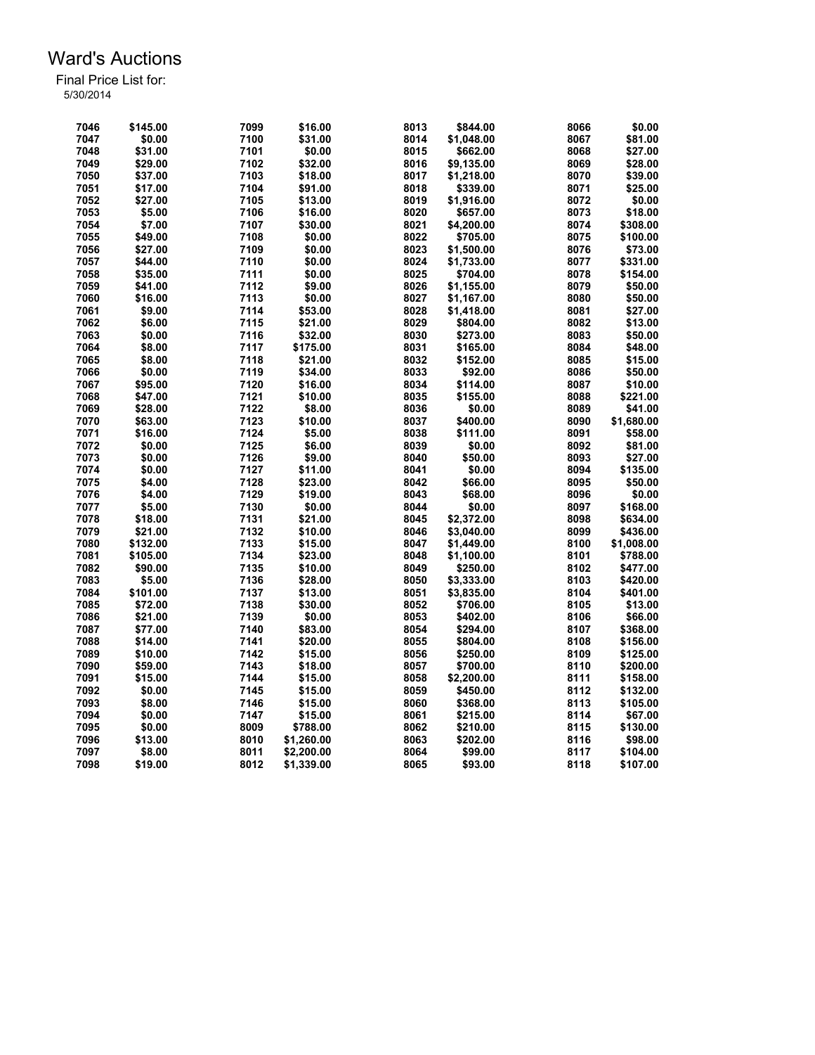# Ward's Auctions

Final Price List for:
5/30/2014

| Lot | Price | Lot | Price | Lot | Price | Lot | Price |
|---|---|---|---|---|---|---|---|
| 7046 | $145.00 | 7099 | $16.00 | 8013 | $844.00 | 8066 | $0.00 |
| 7047 | $0.00 | 7100 | $31.00 | 8014 | $1,048.00 | 8067 | $81.00 |
| 7048 | $31.00 | 7101 | $0.00 | 8015 | $662.00 | 8068 | $27.00 |
| 7049 | $29.00 | 7102 | $32.00 | 8016 | $9,135.00 | 8069 | $28.00 |
| 7050 | $37.00 | 7103 | $18.00 | 8017 | $1,218.00 | 8070 | $39.00 |
| 7051 | $17.00 | 7104 | $91.00 | 8018 | $339.00 | 8071 | $25.00 |
| 7052 | $27.00 | 7105 | $13.00 | 8019 | $1,916.00 | 8072 | $0.00 |
| 7053 | $5.00 | 7106 | $16.00 | 8020 | $657.00 | 8073 | $18.00 |
| 7054 | $7.00 | 7107 | $30.00 | 8021 | $4,200.00 | 8074 | $308.00 |
| 7055 | $49.00 | 7108 | $0.00 | 8022 | $705.00 | 8075 | $100.00 |
| 7056 | $27.00 | 7109 | $0.00 | 8023 | $1,500.00 | 8076 | $73.00 |
| 7057 | $44.00 | 7110 | $0.00 | 8024 | $1,733.00 | 8077 | $331.00 |
| 7058 | $35.00 | 7111 | $0.00 | 8025 | $704.00 | 8078 | $154.00 |
| 7059 | $41.00 | 7112 | $9.00 | 8026 | $1,155.00 | 8079 | $50.00 |
| 7060 | $16.00 | 7113 | $0.00 | 8027 | $1,167.00 | 8080 | $50.00 |
| 7061 | $9.00 | 7114 | $53.00 | 8028 | $1,418.00 | 8081 | $27.00 |
| 7062 | $6.00 | 7115 | $21.00 | 8029 | $804.00 | 8082 | $13.00 |
| 7063 | $0.00 | 7116 | $32.00 | 8030 | $273.00 | 8083 | $50.00 |
| 7064 | $8.00 | 7117 | $175.00 | 8031 | $165.00 | 8084 | $48.00 |
| 7065 | $8.00 | 7118 | $21.00 | 8032 | $152.00 | 8085 | $15.00 |
| 7066 | $0.00 | 7119 | $34.00 | 8033 | $92.00 | 8086 | $50.00 |
| 7067 | $95.00 | 7120 | $16.00 | 8034 | $114.00 | 8087 | $10.00 |
| 7068 | $47.00 | 7121 | $10.00 | 8035 | $155.00 | 8088 | $221.00 |
| 7069 | $28.00 | 7122 | $8.00 | 8036 | $0.00 | 8089 | $41.00 |
| 7070 | $63.00 | 7123 | $10.00 | 8037 | $400.00 | 8090 | $1,680.00 |
| 7071 | $16.00 | 7124 | $5.00 | 8038 | $111.00 | 8091 | $58.00 |
| 7072 | $0.00 | 7125 | $6.00 | 8039 | $0.00 | 8092 | $81.00 |
| 7073 | $0.00 | 7126 | $9.00 | 8040 | $50.00 | 8093 | $27.00 |
| 7074 | $0.00 | 7127 | $11.00 | 8041 | $0.00 | 8094 | $135.00 |
| 7075 | $4.00 | 7128 | $23.00 | 8042 | $66.00 | 8095 | $50.00 |
| 7076 | $4.00 | 7129 | $19.00 | 8043 | $68.00 | 8096 | $0.00 |
| 7077 | $5.00 | 7130 | $0.00 | 8044 | $0.00 | 8097 | $168.00 |
| 7078 | $18.00 | 7131 | $21.00 | 8045 | $2,372.00 | 8098 | $634.00 |
| 7079 | $21.00 | 7132 | $10.00 | 8046 | $3,040.00 | 8099 | $436.00 |
| 7080 | $132.00 | 7133 | $15.00 | 8047 | $1,449.00 | 8100 | $1,008.00 |
| 7081 | $105.00 | 7134 | $23.00 | 8048 | $1,100.00 | 8101 | $788.00 |
| 7082 | $90.00 | 7135 | $10.00 | 8049 | $250.00 | 8102 | $477.00 |
| 7083 | $5.00 | 7136 | $28.00 | 8050 | $3,333.00 | 8103 | $420.00 |
| 7084 | $101.00 | 7137 | $13.00 | 8051 | $3,835.00 | 8104 | $401.00 |
| 7085 | $72.00 | 7138 | $30.00 | 8052 | $706.00 | 8105 | $13.00 |
| 7086 | $21.00 | 7139 | $0.00 | 8053 | $402.00 | 8106 | $66.00 |
| 7087 | $77.00 | 7140 | $83.00 | 8054 | $294.00 | 8107 | $368.00 |
| 7088 | $14.00 | 7141 | $20.00 | 8055 | $804.00 | 8108 | $156.00 |
| 7089 | $10.00 | 7142 | $15.00 | 8056 | $250.00 | 8109 | $125.00 |
| 7090 | $59.00 | 7143 | $18.00 | 8057 | $700.00 | 8110 | $200.00 |
| 7091 | $15.00 | 7144 | $15.00 | 8058 | $2,200.00 | 8111 | $158.00 |
| 7092 | $0.00 | 7145 | $15.00 | 8059 | $450.00 | 8112 | $132.00 |
| 7093 | $8.00 | 7146 | $15.00 | 8060 | $368.00 | 8113 | $105.00 |
| 7094 | $0.00 | 7147 | $15.00 | 8061 | $215.00 | 8114 | $67.00 |
| 7095 | $0.00 | 8009 | $788.00 | 8062 | $210.00 | 8115 | $130.00 |
| 7096 | $13.00 | 8010 | $1,260.00 | 8063 | $202.00 | 8116 | $98.00 |
| 7097 | $8.00 | 8011 | $2,200.00 | 8064 | $99.00 | 8117 | $104.00 |
| 7098 | $19.00 | 8012 | $1,339.00 | 8065 | $93.00 | 8118 | $107.00 |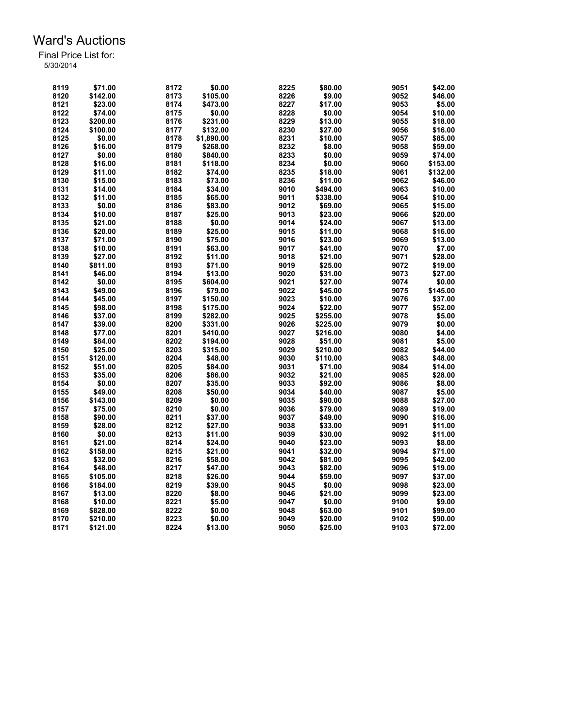# Ward's Auctions

Final Price List for:
5/30/2014

| Lot | Price | Lot | Price | Lot | Price | Lot | Price |
|---|---|---|---|---|---|---|---|
| 8119 | $71.00 | 8172 | $0.00 | 8225 | $80.00 | 9051 | $42.00 |
| 8120 | $142.00 | 8173 | $105.00 | 8226 | $9.00 | 9052 | $46.00 |
| 8121 | $23.00 | 8174 | $473.00 | 8227 | $17.00 | 9053 | $5.00 |
| 8122 | $74.00 | 8175 | $0.00 | 8228 | $0.00 | 9054 | $10.00 |
| 8123 | $200.00 | 8176 | $231.00 | 8229 | $13.00 | 9055 | $18.00 |
| 8124 | $100.00 | 8177 | $132.00 | 8230 | $27.00 | 9056 | $16.00 |
| 8125 | $0.00 | 8178 | $1,890.00 | 8231 | $10.00 | 9057 | $85.00 |
| 8126 | $16.00 | 8179 | $268.00 | 8232 | $8.00 | 9058 | $59.00 |
| 8127 | $0.00 | 8180 | $840.00 | 8233 | $0.00 | 9059 | $74.00 |
| 8128 | $16.00 | 8181 | $118.00 | 8234 | $0.00 | 9060 | $153.00 |
| 8129 | $11.00 | 8182 | $74.00 | 8235 | $18.00 | 9061 | $132.00 |
| 8130 | $15.00 | 8183 | $73.00 | 8236 | $11.00 | 9062 | $46.00 |
| 8131 | $14.00 | 8184 | $34.00 | 9010 | $494.00 | 9063 | $10.00 |
| 8132 | $11.00 | 8185 | $65.00 | 9011 | $338.00 | 9064 | $10.00 |
| 8133 | $0.00 | 8186 | $83.00 | 9012 | $69.00 | 9065 | $15.00 |
| 8134 | $10.00 | 8187 | $25.00 | 9013 | $23.00 | 9066 | $20.00 |
| 8135 | $21.00 | 8188 | $0.00 | 9014 | $24.00 | 9067 | $13.00 |
| 8136 | $20.00 | 8189 | $25.00 | 9015 | $11.00 | 9068 | $16.00 |
| 8137 | $71.00 | 8190 | $75.00 | 9016 | $23.00 | 9069 | $13.00 |
| 8138 | $10.00 | 8191 | $63.00 | 9017 | $41.00 | 9070 | $7.00 |
| 8139 | $27.00 | 8192 | $11.00 | 9018 | $21.00 | 9071 | $28.00 |
| 8140 | $811.00 | 8193 | $71.00 | 9019 | $25.00 | 9072 | $19.00 |
| 8141 | $46.00 | 8194 | $13.00 | 9020 | $31.00 | 9073 | $27.00 |
| 8142 | $0.00 | 8195 | $604.00 | 9021 | $27.00 | 9074 | $0.00 |
| 8143 | $49.00 | 8196 | $79.00 | 9022 | $45.00 | 9075 | $145.00 |
| 8144 | $45.00 | 8197 | $150.00 | 9023 | $10.00 | 9076 | $37.00 |
| 8145 | $98.00 | 8198 | $175.00 | 9024 | $22.00 | 9077 | $52.00 |
| 8146 | $37.00 | 8199 | $282.00 | 9025 | $255.00 | 9078 | $5.00 |
| 8147 | $39.00 | 8200 | $331.00 | 9026 | $225.00 | 9079 | $0.00 |
| 8148 | $77.00 | 8201 | $410.00 | 9027 | $216.00 | 9080 | $4.00 |
| 8149 | $84.00 | 8202 | $194.00 | 9028 | $51.00 | 9081 | $5.00 |
| 8150 | $25.00 | 8203 | $315.00 | 9029 | $210.00 | 9082 | $44.00 |
| 8151 | $120.00 | 8204 | $48.00 | 9030 | $110.00 | 9083 | $48.00 |
| 8152 | $51.00 | 8205 | $84.00 | 9031 | $71.00 | 9084 | $14.00 |
| 8153 | $35.00 | 8206 | $86.00 | 9032 | $21.00 | 9085 | $28.00 |
| 8154 | $0.00 | 8207 | $35.00 | 9033 | $92.00 | 9086 | $8.00 |
| 8155 | $49.00 | 8208 | $50.00 | 9034 | $40.00 | 9087 | $5.00 |
| 8156 | $143.00 | 8209 | $0.00 | 9035 | $90.00 | 9088 | $27.00 |
| 8157 | $75.00 | 8210 | $0.00 | 9036 | $79.00 | 9089 | $19.00 |
| 8158 | $90.00 | 8211 | $37.00 | 9037 | $49.00 | 9090 | $16.00 |
| 8159 | $28.00 | 8212 | $27.00 | 9038 | $33.00 | 9091 | $11.00 |
| 8160 | $0.00 | 8213 | $11.00 | 9039 | $30.00 | 9092 | $11.00 |
| 8161 | $21.00 | 8214 | $24.00 | 9040 | $23.00 | 9093 | $8.00 |
| 8162 | $158.00 | 8215 | $21.00 | 9041 | $32.00 | 9094 | $71.00 |
| 8163 | $32.00 | 8216 | $58.00 | 9042 | $81.00 | 9095 | $42.00 |
| 8164 | $48.00 | 8217 | $47.00 | 9043 | $82.00 | 9096 | $19.00 |
| 8165 | $105.00 | 8218 | $26.00 | 9044 | $59.00 | 9097 | $37.00 |
| 8166 | $184.00 | 8219 | $39.00 | 9045 | $0.00 | 9098 | $23.00 |
| 8167 | $13.00 | 8220 | $8.00 | 9046 | $21.00 | 9099 | $23.00 |
| 8168 | $10.00 | 8221 | $5.00 | 9047 | $0.00 | 9100 | $9.00 |
| 8169 | $828.00 | 8222 | $0.00 | 9048 | $63.00 | 9101 | $99.00 |
| 8170 | $210.00 | 8223 | $0.00 | 9049 | $20.00 | 9102 | $90.00 |
| 8171 | $121.00 | 8224 | $13.00 | 9050 | $25.00 | 9103 | $72.00 |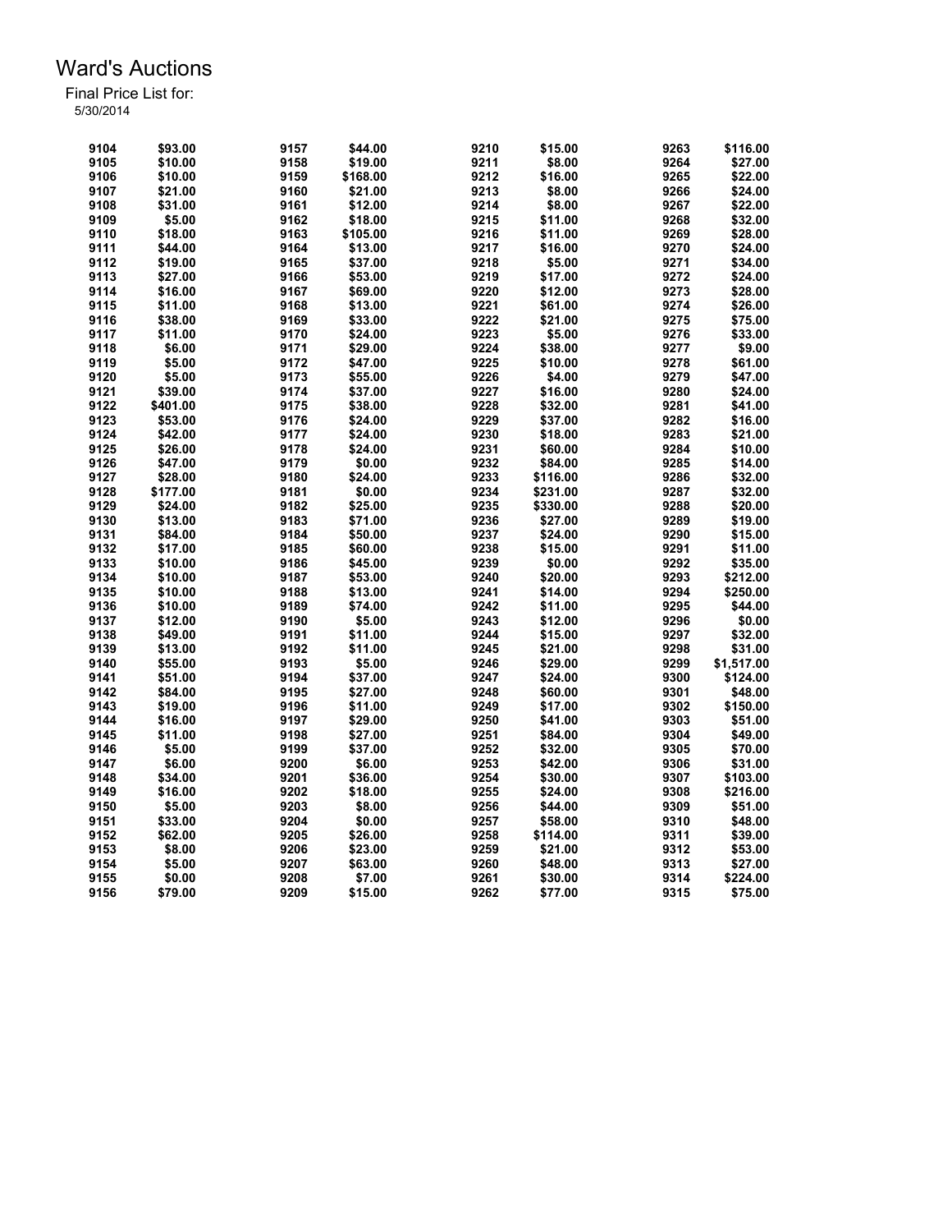# Ward's Auctions

Final Price List for:
5/30/2014

| Lot | Price | Lot | Price | Lot | Price | Lot | Price |
|---|---|---|---|---|---|---|---|
| 9104 | $93.00 | 9157 | $44.00 | 9210 | $15.00 | 9263 | $116.00 |
| 9105 | $10.00 | 9158 | $19.00 | 9211 | $8.00 | 9264 | $27.00 |
| 9106 | $10.00 | 9159 | $168.00 | 9212 | $16.00 | 9265 | $22.00 |
| 9107 | $21.00 | 9160 | $21.00 | 9213 | $8.00 | 9266 | $24.00 |
| 9108 | $31.00 | 9161 | $12.00 | 9214 | $8.00 | 9267 | $22.00 |
| 9109 | $5.00 | 9162 | $18.00 | 9215 | $11.00 | 9268 | $32.00 |
| 9110 | $18.00 | 9163 | $105.00 | 9216 | $11.00 | 9269 | $28.00 |
| 9111 | $44.00 | 9164 | $13.00 | 9217 | $16.00 | 9270 | $24.00 |
| 9112 | $19.00 | 9165 | $37.00 | 9218 | $5.00 | 9271 | $34.00 |
| 9113 | $27.00 | 9166 | $53.00 | 9219 | $17.00 | 9272 | $24.00 |
| 9114 | $16.00 | 9167 | $69.00 | 9220 | $12.00 | 9273 | $28.00 |
| 9115 | $11.00 | 9168 | $13.00 | 9221 | $61.00 | 9274 | $26.00 |
| 9116 | $38.00 | 9169 | $33.00 | 9222 | $21.00 | 9275 | $75.00 |
| 9117 | $11.00 | 9170 | $24.00 | 9223 | $5.00 | 9276 | $33.00 |
| 9118 | $6.00 | 9171 | $29.00 | 9224 | $38.00 | 9277 | $9.00 |
| 9119 | $5.00 | 9172 | $47.00 | 9225 | $10.00 | 9278 | $61.00 |
| 9120 | $5.00 | 9173 | $55.00 | 9226 | $4.00 | 9279 | $47.00 |
| 9121 | $39.00 | 9174 | $37.00 | 9227 | $16.00 | 9280 | $24.00 |
| 9122 | $401.00 | 9175 | $38.00 | 9228 | $32.00 | 9281 | $41.00 |
| 9123 | $53.00 | 9176 | $24.00 | 9229 | $37.00 | 9282 | $16.00 |
| 9124 | $42.00 | 9177 | $24.00 | 9230 | $18.00 | 9283 | $21.00 |
| 9125 | $26.00 | 9178 | $24.00 | 9231 | $60.00 | 9284 | $10.00 |
| 9126 | $47.00 | 9179 | $0.00 | 9232 | $84.00 | 9285 | $14.00 |
| 9127 | $28.00 | 9180 | $24.00 | 9233 | $116.00 | 9286 | $32.00 |
| 9128 | $177.00 | 9181 | $0.00 | 9234 | $231.00 | 9287 | $32.00 |
| 9129 | $24.00 | 9182 | $25.00 | 9235 | $330.00 | 9288 | $20.00 |
| 9130 | $13.00 | 9183 | $71.00 | 9236 | $27.00 | 9289 | $19.00 |
| 9131 | $84.00 | 9184 | $50.00 | 9237 | $24.00 | 9290 | $15.00 |
| 9132 | $17.00 | 9185 | $60.00 | 9238 | $15.00 | 9291 | $11.00 |
| 9133 | $10.00 | 9186 | $45.00 | 9239 | $0.00 | 9292 | $35.00 |
| 9134 | $10.00 | 9187 | $53.00 | 9240 | $20.00 | 9293 | $212.00 |
| 9135 | $10.00 | 9188 | $13.00 | 9241 | $14.00 | 9294 | $250.00 |
| 9136 | $10.00 | 9189 | $74.00 | 9242 | $11.00 | 9295 | $44.00 |
| 9137 | $12.00 | 9190 | $5.00 | 9243 | $12.00 | 9296 | $0.00 |
| 9138 | $49.00 | 9191 | $11.00 | 9244 | $15.00 | 9297 | $32.00 |
| 9139 | $13.00 | 9192 | $11.00 | 9245 | $21.00 | 9298 | $31.00 |
| 9140 | $55.00 | 9193 | $5.00 | 9246 | $29.00 | 9299 | $1,517.00 |
| 9141 | $51.00 | 9194 | $37.00 | 9247 | $24.00 | 9300 | $124.00 |
| 9142 | $84.00 | 9195 | $27.00 | 9248 | $60.00 | 9301 | $48.00 |
| 9143 | $19.00 | 9196 | $11.00 | 9249 | $17.00 | 9302 | $150.00 |
| 9144 | $16.00 | 9197 | $29.00 | 9250 | $41.00 | 9303 | $51.00 |
| 9145 | $11.00 | 9198 | $27.00 | 9251 | $84.00 | 9304 | $49.00 |
| 9146 | $5.00 | 9199 | $37.00 | 9252 | $32.00 | 9305 | $70.00 |
| 9147 | $6.00 | 9200 | $6.00 | 9253 | $42.00 | 9306 | $31.00 |
| 9148 | $34.00 | 9201 | $36.00 | 9254 | $30.00 | 9307 | $103.00 |
| 9149 | $16.00 | 9202 | $18.00 | 9255 | $24.00 | 9308 | $216.00 |
| 9150 | $5.00 | 9203 | $8.00 | 9256 | $44.00 | 9309 | $51.00 |
| 9151 | $33.00 | 9204 | $0.00 | 9257 | $58.00 | 9310 | $48.00 |
| 9152 | $62.00 | 9205 | $26.00 | 9258 | $114.00 | 9311 | $39.00 |
| 9153 | $8.00 | 9206 | $23.00 | 9259 | $21.00 | 9312 | $53.00 |
| 9154 | $5.00 | 9207 | $63.00 | 9260 | $48.00 | 9313 | $27.00 |
| 9155 | $0.00 | 9208 | $7.00 | 9261 | $30.00 | 9314 | $224.00 |
| 9156 | $79.00 | 9209 | $15.00 | 9262 | $77.00 | 9315 | $75.00 |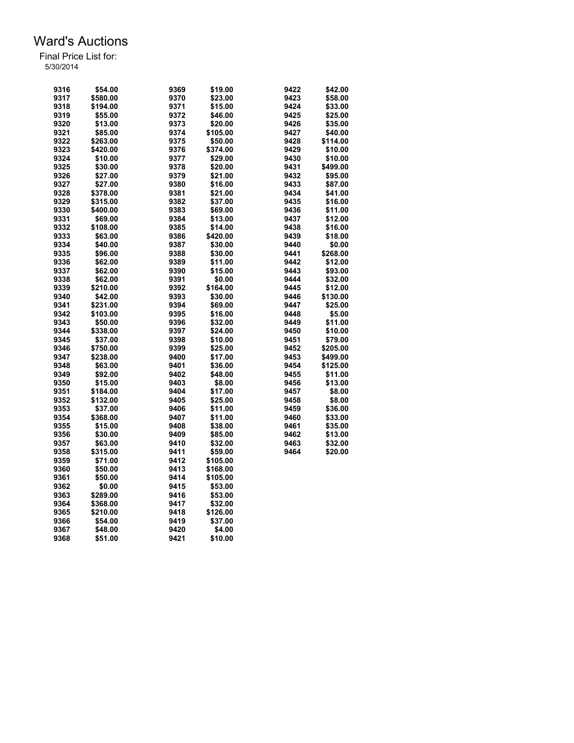Ward's Auctions

Final Price List for:

5/30/2014

| | | | | | |
|---|---|---|---|---|---|
| 9316 | $54.00 | 9369 | $19.00 | 9422 | $42.00 |
| 9317 | $580.00 | 9370 | $23.00 | 9423 | $58.00 |
| 9318 | $194.00 | 9371 | $15.00 | 9424 | $33.00 |
| 9319 | $55.00 | 9372 | $46.00 | 9425 | $25.00 |
| 9320 | $13.00 | 9373 | $20.00 | 9426 | $35.00 |
| 9321 | $85.00 | 9374 | $105.00 | 9427 | $40.00 |
| 9322 | $263.00 | 9375 | $50.00 | 9428 | $114.00 |
| 9323 | $420.00 | 9376 | $374.00 | 9429 | $10.00 |
| 9324 | $10.00 | 9377 | $29.00 | 9430 | $10.00 |
| 9325 | $30.00 | 9378 | $20.00 | 9431 | $499.00 |
| 9326 | $27.00 | 9379 | $21.00 | 9432 | $95.00 |
| 9327 | $27.00 | 9380 | $16.00 | 9433 | $87.00 |
| 9328 | $378.00 | 9381 | $21.00 | 9434 | $41.00 |
| 9329 | $315.00 | 9382 | $37.00 | 9435 | $16.00 |
| 9330 | $400.00 | 9383 | $69.00 | 9436 | $11.00 |
| 9331 | $69.00 | 9384 | $13.00 | 9437 | $12.00 |
| 9332 | $108.00 | 9385 | $14.00 | 9438 | $16.00 |
| 9333 | $63.00 | 9386 | $420.00 | 9439 | $18.00 |
| 9334 | $40.00 | 9387 | $30.00 | 9440 | $0.00 |
| 9335 | $96.00 | 9388 | $30.00 | 9441 | $268.00 |
| 9336 | $62.00 | 9389 | $11.00 | 9442 | $12.00 |
| 9337 | $62.00 | 9390 | $15.00 | 9443 | $93.00 |
| 9338 | $62.00 | 9391 | $0.00 | 9444 | $32.00 |
| 9339 | $210.00 | 9392 | $164.00 | 9445 | $12.00 |
| 9340 | $42.00 | 9393 | $30.00 | 9446 | $130.00 |
| 9341 | $231.00 | 9394 | $69.00 | 9447 | $25.00 |
| 9342 | $103.00 | 9395 | $16.00 | 9448 | $5.00 |
| 9343 | $50.00 | 9396 | $32.00 | 9449 | $11.00 |
| 9344 | $338.00 | 9397 | $24.00 | 9450 | $10.00 |
| 9345 | $37.00 | 9398 | $10.00 | 9451 | $79.00 |
| 9346 | $750.00 | 9399 | $25.00 | 9452 | $205.00 |
| 9347 | $238.00 | 9400 | $17.00 | 9453 | $499.00 |
| 9348 | $63.00 | 9401 | $36.00 | 9454 | $125.00 |
| 9349 | $92.00 | 9402 | $48.00 | 9455 | $11.00 |
| 9350 | $15.00 | 9403 | $8.00 | 9456 | $13.00 |
| 9351 | $184.00 | 9404 | $17.00 | 9457 | $8.00 |
| 9352 | $132.00 | 9405 | $25.00 | 9458 | $8.00 |
| 9353 | $37.00 | 9406 | $11.00 | 9459 | $36.00 |
| 9354 | $368.00 | 9407 | $11.00 | 9460 | $33.00 |
| 9355 | $15.00 | 9408 | $38.00 | 9461 | $35.00 |
| 9356 | $30.00 | 9409 | $85.00 | 9462 | $13.00 |
| 9357 | $63.00 | 9410 | $32.00 | 9463 | $32.00 |
| 9358 | $315.00 | 9411 | $59.00 | 9464 | $20.00 |
| 9359 | $71.00 | 9412 | $105.00 | | |
| 9360 | $50.00 | 9413 | $168.00 | | |
| 9361 | $50.00 | 9414 | $105.00 | | |
| 9362 | $0.00 | 9415 | $53.00 | | |
| 9363 | $289.00 | 9416 | $53.00 | | |
| 9364 | $368.00 | 9417 | $32.00 | | |
| 9365 | $210.00 | 9418 | $126.00 | | |
| 9366 | $54.00 | 9419 | $37.00 | | |
| 9367 | $48.00 | 9420 | $4.00 | | |
| 9368 | $51.00 | 9421 | $10.00 | | |